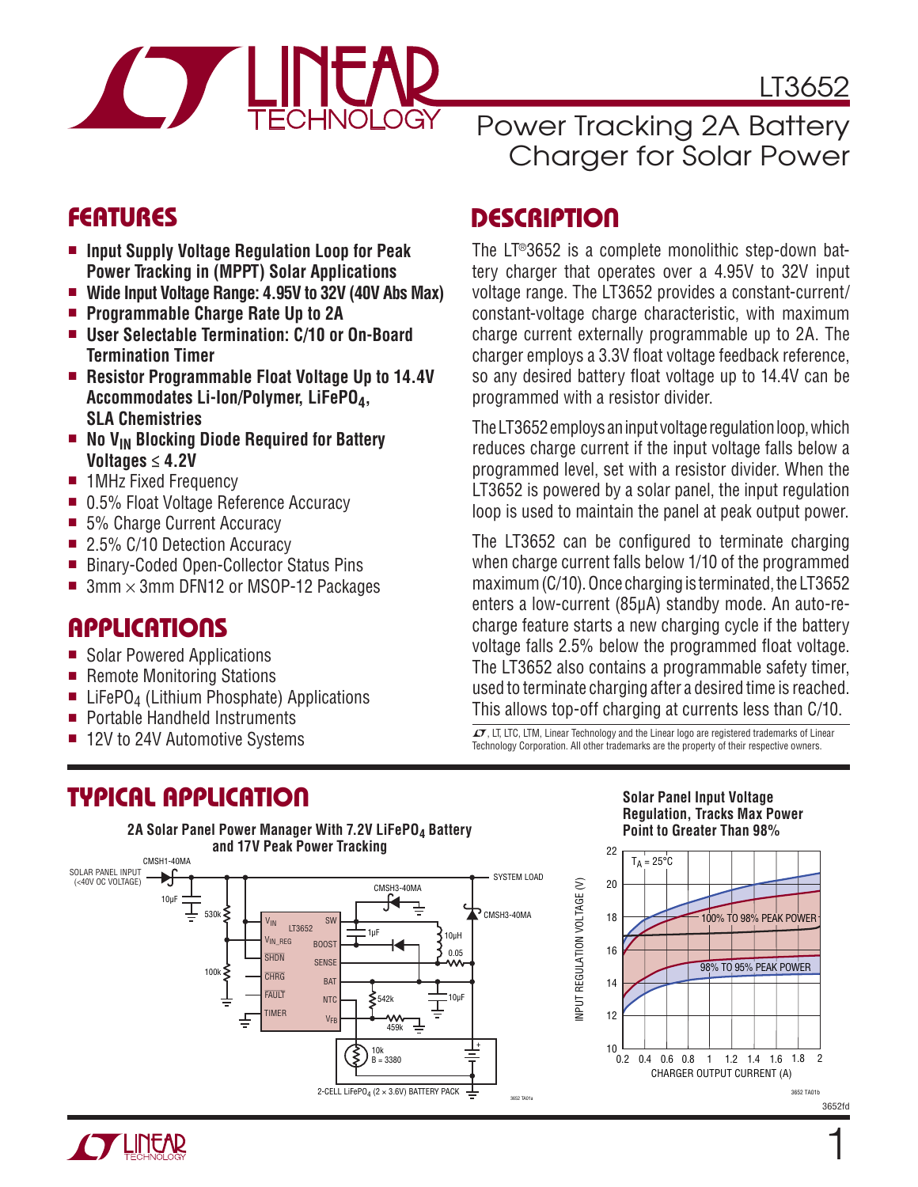# LT3652

## Power Tracking 2A Battery Charger for Solar Power

## FEATURES

- **Input Supply Voltage Regulation Loop for Peak Power Tracking in (MPPT) Solar Applications**
- **Wide Input Voltage Range: 4.95V to 32V (40V Abs Max)**
- **Programmable Charge Rate Up to 2A**
- **User Selectable Termination: C/10 or On-Board Termination Timer**
- **Resistor Programmable Float Voltage Up to 14.4V Accommodates Li-Ion/Polymer, $LiFePO_4$, SLA Chemistries**
- **No $V_{IN}$ Blocking Diode Required for Battery Voltages ≤ 4.2V**
- 1MHz Fixed Frequency
- 0.5% Float Voltage Reference Accuracy
- 5% Charge Current Accuracy
- 2.5% C/10 Detection Accuracy
- Binary-Coded Open-Collector Status Pins
- 3mm × 3mm DFN12 or MSOP-12 Packages

## APPLICATIONS

- Solar Powered Applications
- Remote Monitoring Stations
- $LiFePO_4$ (Lithium Phosphate) Applications
- Portable Handheld Instruments
- 12V to 24V Automotive Systems

## DESCRIPTION

The LT®3652 is a complete monolithic step-down battery charger that operates over a 4.95V to 32V input voltage range. The LT3652 provides a constant-current/constant-voltage charge characteristic, with maximum charge current externally programmable up to 2A. The charger employs a 3.3V float voltage feedback reference, so any desired battery float voltage up to 14.4V can be programmed with a resistor divider.

The LT3652 employs an input voltage regulation loop, which reduces charge current if the input voltage falls below a programmed level, set with a resistor divider. When the LT3652 is powered by a solar panel, the input regulation loop is used to maintain the panel at peak output power.

The LT3652 can be configured to terminate charging when charge current falls below 1/10 of the programmed maximum (C/10). Once charging is terminated, the LT3652 enters a low-current (85μA) standby mode. An auto-recharge feature starts a new charging cycle if the battery voltage falls 2.5% below the programmed float voltage. The LT3652 also contains a programmable safety timer, used to terminate charging after a desired time is reached. This allows top-off charging at currents less than C/10.

LT, LTC, LTM, Linear Technology and the Linear logo are registered trademarks of Linear Technology Corporation. All other trademarks are the property of their respective owners.

## TYPICAL APPLICATION

**2A Solar Panel Power Manager With 7.2V $LiFePO_4$ Battery and 17V Peak Power Tracking**

**Solar Panel Input Voltage Regulation, Tracks Max Power Point to Greater Than 98%**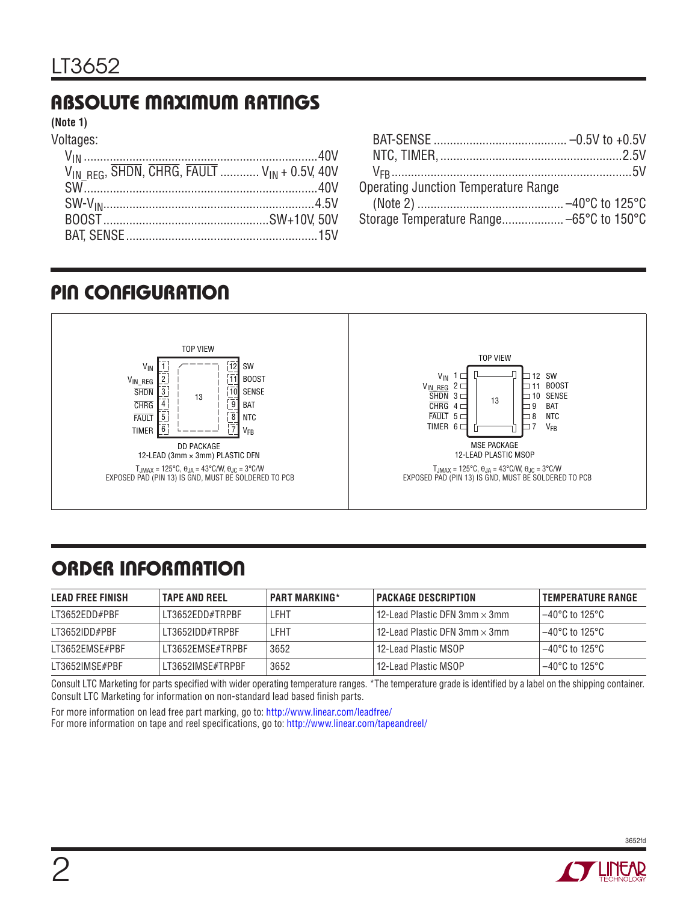## ABSOLUTE MAXIMUM RATINGS

**(Note 1)**

Voltages:

- $V_{IN}$ ........................................................................40V
- $V_{IN\_REG}$, $\overline{SHDN}$, $\overline{CHRG}$, $\overline{FAULT}$ ............ $V_{IN}$ + 0.5V, 40V
- SW.......................................................................40V
- SW-$V_{IN}$................................................................4.5V
- BOOST..................................................SW+10V, 50V
- BAT, SENSE...........................................................15V
- BAT-SENSE ......................................... –0.5V to +0.5V
- NTC, TIMER, ........................................................2.5V
- $V_{FB}$.........................................................................5V

Operating Junction Temperature Range (Note 2) ............................................ –40°C to 125°C

Storage Temperature Range................... –65°C to 150°C

## PIN CONFIGURATION

**DD PACKAGE** — 12-LEAD (3mm × 3mm) PLASTIC DFN (TOP VIEW)

| Pin | Name | Pin | Name |
|---|---|---|---|
| 1 | $V_{IN}$ | 12 | SW |
| 2 | $V_{IN\_REG}$ | 11 | BOOST |
| 3 | $\overline{SHDN}$ | 10 | SENSE |
| 4 | $\overline{CHRG}$ | 9 | BAT |
| 5 | $\overline{FAULT}$ | 8 | NTC |
| 6 | TIMER | 7 | $V_{FB}$ |

$T_{JMAX}$ = 125°C, $\theta_{JA}$ = 43°C/W, $\theta_{JC}$ = 3°C/W
EXPOSED PAD (PIN 13) IS GND, MUST BE SOLDERED TO PCB

**MSE PACKAGE** — 12-LEAD PLASTIC MSOP (TOP VIEW)

| Pin | Name | Pin | Name |
|---|---|---|---|
| 1 | $V_{IN}$ | 12 | SW |
| 2 | $V_{IN\_REG}$ | 11 | BOOST |
| 3 | $\overline{SHDN}$ | 10 | SENSE |
| 4 | $\overline{CHRG}$ | 9 | BAT |
| 5 | $\overline{FAULT}$ | 8 | NTC |
| 6 | TIMER | 7 | $V_{FB}$ |

$T_{JMAX}$ = 125°C, $\theta_{JA}$ = 43°C/W, $\theta_{JC}$ = 3°C/W
EXPOSED PAD (PIN 13) IS GND, MUST BE SOLDERED TO PCB

## ORDER INFORMATION

| LEAD FREE FINISH | TAPE AND REEL | PART MARKING* | PACKAGE DESCRIPTION | TEMPERATURE RANGE |
|---|---|---|---|---|
| LT3652EDD#PBF | LT3652EDD#TRPBF | LFHT | 12-Lead Plastic DFN 3mm × 3mm | –40°C to 125°C |
| LT3652IDD#PBF | LT3652IDD#TRPBF | LFHT | 12-Lead Plastic DFN 3mm × 3mm | –40°C to 125°C |
| LT3652EMSE#PBF | LT3652EMSE#TRPBF | 3652 | 12-Lead Plastic MSOP | –40°C to 125°C |
| LT3652IMSE#PBF | LT3652IMSE#TRPBF | 3652 | 12-Lead Plastic MSOP | –40°C to 125°C |

Consult LTC Marketing for parts specified with wider operating temperature ranges. *The temperature grade is identified by a label on the shipping container.
Consult LTC Marketing for information on non-standard lead based finish parts.

For more information on lead free part marking, go to: http://www.linear.com/leadfree/
For more information on tape and reel specifications, go to: http://www.linear.com/tapeandreel/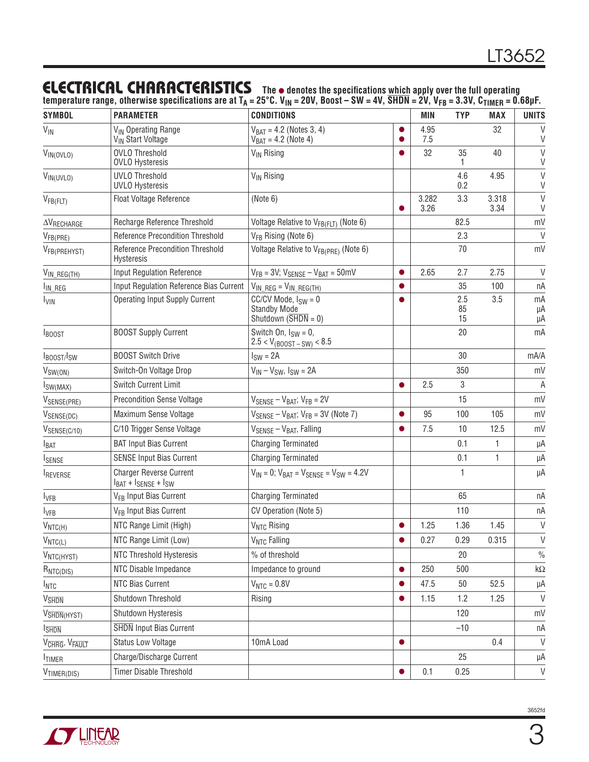## ELECTRICAL CHARACTERISTICS

The ● denotes the specifications which apply over the full operating temperature range, otherwise specifications are at $T_A = 25°C$. $V_{IN} = 20V$, Boost – SW = 4V, $\overline{SHDN} = 2V$, $V_{FB} = 3.3V$, $C_{TIMER} = 0.68µF$.

| SYMBOL | PARAMETER | CONDITIONS | | MIN | TYP | MAX | UNITS |
|---|---|---|---|---|---|---|---|
| $V_{IN}$ | $V_{IN}$ Operating Range<br>$V_{IN}$ Start Voltage | $V_{BAT} = 4.2$ (Notes 3, 4)<br>$V_{BAT} = 4.2$ (Note 4) | ●<br>● | 4.95<br>7.5 | | 32 | V<br>V |
| $V_{IN(OVLO)}$ | OVLO Threshold<br>OVLO Hysteresis | $V_{IN}$ Rising | ● | 32 | 35<br>1 | 40 | V<br>V |
| $V_{IN(UVLO)}$ | UVLO Threshold<br>UVLO Hysteresis | $V_{IN}$ Rising | | | 4.6<br>0.2 | 4.95 | V<br>V |
| $V_{FB(FLT)}$ | Float Voltage Reference | (Note 6) | <br>● | 3.282<br>3.26 | 3.3 | 3.318<br>3.34 | V<br>V |
| $\Delta V_{RECHARGE}$ | Recharge Reference Threshold | Voltage Relative to $V_{FB(FLT)}$ (Note 6) | | | 82.5 | | mV |
| $V_{FB(PRE)}$ | Reference Precondition Threshold | $V_{FB}$ Rising (Note 6) | | | 2.3 | | V |
| $V_{FB(PREHYST)}$ | Reference Precondition Threshold Hysteresis | Voltage Relative to $V_{FB(PRE)}$ (Note 6) | | | 70 | | mV |
| $V_{IN\_REG(TH)}$ | Input Regulation Reference | $V_{FB} = 3V$; $V_{SENSE} – V_{BAT} = 50mV$ | ● | 2.65 | 2.7 | 2.75 | V |
| $I_{IN\_REG}$ | Input Regulation Reference Bias Current | $V_{IN\_REG} = V_{IN\_REG(TH)}$ | ● | | 35 | 100 | nA |
| $I_{VIN}$ | Operating Input Supply Current | CC/CV Mode, $I_{SW} = 0$<br>Standby Mode<br>Shutdown ($\overline{SHDN} = 0$) | ● | | 2.5<br>85<br>15 | 3.5 | mA<br>µA<br>µA |
| $I_{BOOST}$ | BOOST Supply Current | Switch On, $I_{SW} = 0$,<br>$2.5 < V_{(BOOST – SW)} < 8.5$ | | | 20 | | mA |
| $I_{BOOST}/I_{SW}$ | BOOST Switch Drive | $I_{SW} = 2A$ | | | 30 | | mA/A |
| $V_{SW(ON)}$ | Switch-On Voltage Drop | $V_{IN} – V_{SW}$, $I_{SW} = 2A$ | | | 350 | | mV |
| $I_{SW(MAX)}$ | Switch Current Limit | | ● | 2.5 | 3 | | A |
| $V_{SENSE(PRE)}$ | Precondition Sense Voltage | $V_{SENSE} – V_{BAT}$; $V_{FB} = 2V$ | | | 15 | | mV |
| $V_{SENSE(DC)}$ | Maximum Sense Voltage | $V_{SENSE} – V_{BAT}$; $V_{FB} = 3V$ (Note 7) | ● | 95 | 100 | 105 | mV |
| $V_{SENSE(C/10)}$ | C/10 Trigger Sense Voltage | $V_{SENSE} – V_{BAT}$, Falling | ● | 7.5 | 10 | 12.5 | mV |
| $I_{BAT}$ | BAT Input Bias Current | Charging Terminated | | | 0.1 | 1 | µA |
| $I_{SENSE}$ | SENSE Input Bias Current | Charging Terminated | | | 0.1 | 1 | µA |
| $I_{REVERSE}$ | Charger Reverse Current<br>$I_{BAT} + I_{SENSE} + I_{SW}$ | $V_{IN} = 0$; $V_{BAT} = V_{SENSE} = V_{SW} = 4.2V$ | | | 1 | | µA |
| $I_{VFB}$ | $V_{FB}$ Input Bias Current | Charging Terminated | | | 65 | | nA |
| $I_{VFB}$ | $V_{FB}$ Input Bias Current | CV Operation (Note 5) | | | 110 | | nA |
| $V_{NTC(H)}$ | NTC Range Limit (High) | $V_{NTC}$ Rising | ● | 1.25 | 1.36 | 1.45 | V |
| $V_{NTC(L)}$ | NTC Range Limit (Low) | $V_{NTC}$ Falling | ● | 0.27 | 0.29 | 0.315 | V |
| $V_{NTC(HYST)}$ | NTC Threshold Hysteresis | % of threshold | | | 20 | | % |
| $R_{NTC(DIS)}$ | NTC Disable Impedance | Impedance to ground | ● | 250 | 500 | | kΩ |
| $I_{NTC}$ | NTC Bias Current | $V_{NTC} = 0.8V$ | ● | 47.5 | 50 | 52.5 | µA |
| $V_{\overline{SHDN}}$ | Shutdown Threshold | Rising | ● | 1.15 | 1.2 | 1.25 | V |
| $V_{\overline{SHDN}(HYST)}$ | Shutdown Hysteresis | | | | 120 | | mV |
| $I_{\overline{SHDN}}$ | $\overline{SHDN}$ Input Bias Current | | | | –10 | | nA |
| $V_{\overline{CHRG}}$, $V_{\overline{FAULT}}$ | Status Low Voltage | 10mA Load | ● | | | 0.4 | V |
| $I_{TIMER}$ | Charge/Discharge Current | | | | 25 | | µA |
| $V_{TIMER(DIS)}$ | Timer Disable Threshold | | ● | 0.1 | 0.25 | | V |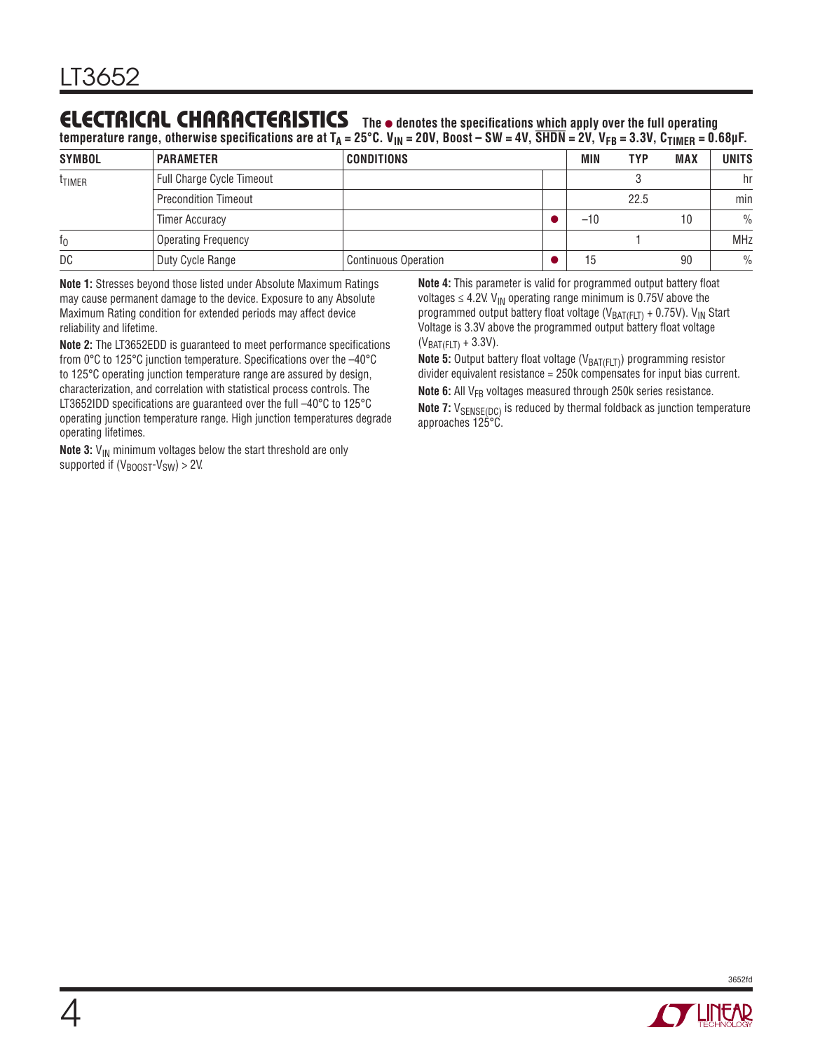## ELECTRICAL CHARACTERISTICS

**The ● denotes the specifications which apply over the full operating temperature range, otherwise specifications are at $T_A$ = 25°C. $V_{IN}$ = 20V, Boost – SW = 4V, $\overline{SHDN}$ = 2V, $V_{FB}$ = 3.3V, $C_{TIMER}$ = 0.68µF.**

| SYMBOL | PARAMETER | CONDITIONS | | MIN | TYP | MAX | UNITS |
|---|---|---|---|---|---|---|---|
| $t_{TIMER}$ | Full Charge Cycle Timeout | | | | 3 | | hr |
| | Precondition Timeout | | | | 22.5 | | min |
| | Timer Accuracy | | ● | –10 | | 10 | % |
| $f_O$ | Operating Frequency | | | | 1 | | MHz |
| DC | Duty Cycle Range | Continuous Operation | ● | 15 | | 90 | % |

**Note 1:** Stresses beyond those listed under Absolute Maximum Ratings may cause permanent damage to the device. Exposure to any Absolute Maximum Rating condition for extended periods may affect device reliability and lifetime.

**Note 2:** The LT3652EDD is guaranteed to meet performance specifications from 0°C to 125°C junction temperature. Specifications over the –40°C to 125°C operating junction temperature range are assured by design, characterization, and correlation with statistical process controls. The LT3652IDD specifications are guaranteed over the full –40°C to 125°C operating junction temperature range. High junction temperatures degrade operating lifetimes.

**Note 3:** $V_{IN}$ minimum voltages below the start threshold are only supported if ($V_{BOOST}$-$V_{SW}$) > 2V.

**Note 4:** This parameter is valid for programmed output battery float voltages ≤ 4.2V. $V_{IN}$ operating range minimum is 0.75V above the programmed output battery float voltage ($V_{BAT(FLT)}$ + 0.75V). $V_{IN}$ Start Voltage is 3.3V above the programmed output battery float voltage ($V_{BAT(FLT)}$ + 3.3V).

**Note 5:** Output battery float voltage ($V_{BAT(FLT)}$) programming resistor divider equivalent resistance = 250k compensates for input bias current.

**Note 6:** All $V_{FB}$ voltages measured through 250k series resistance.

**Note 7:** $V_{SENSE(DC)}$ is reduced by thermal foldback as junction temperature approaches 125°C.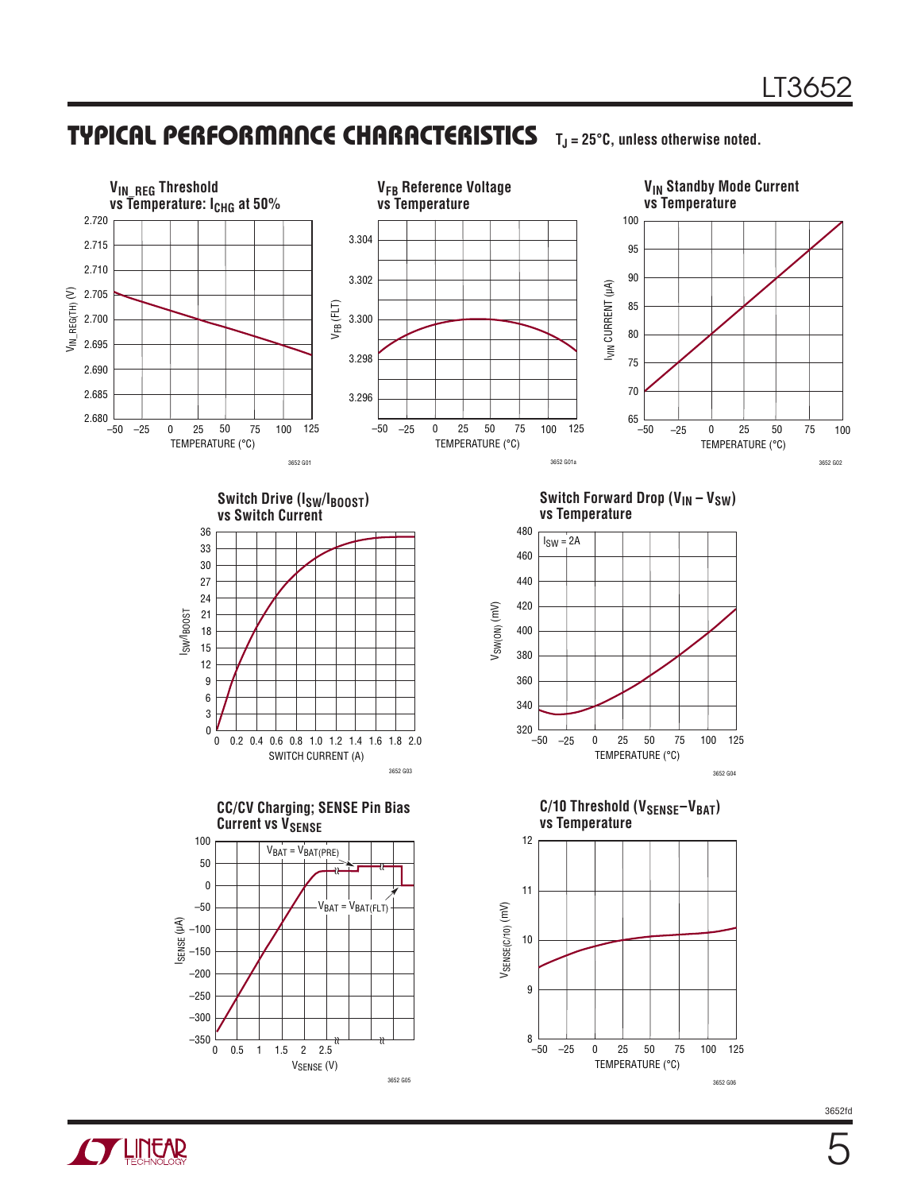## TYPICAL PERFORMANCE CHARACTERISTICS

$T_J = 25°C$, unless otherwise noted.

**$V_{IN\_REG}$ Threshold vs Temperature: $I_{CHG}$ at 50%**

**$V_{FB}$ Reference Voltage vs Temperature**

**$V_{IN}$ Standby Mode Current vs Temperature**

**Switch Drive ($I_{SW}/I_{BOOST}$) vs Switch Current**

**Switch Forward Drop ($V_{IN} – V_{SW}$) vs Temperature**

**CC/CV Charging; SENSE Pin Bias Current vs $V_{SENSE}$**

**C/10 Threshold ($V_{SENSE}–V_{BAT}$) vs Temperature**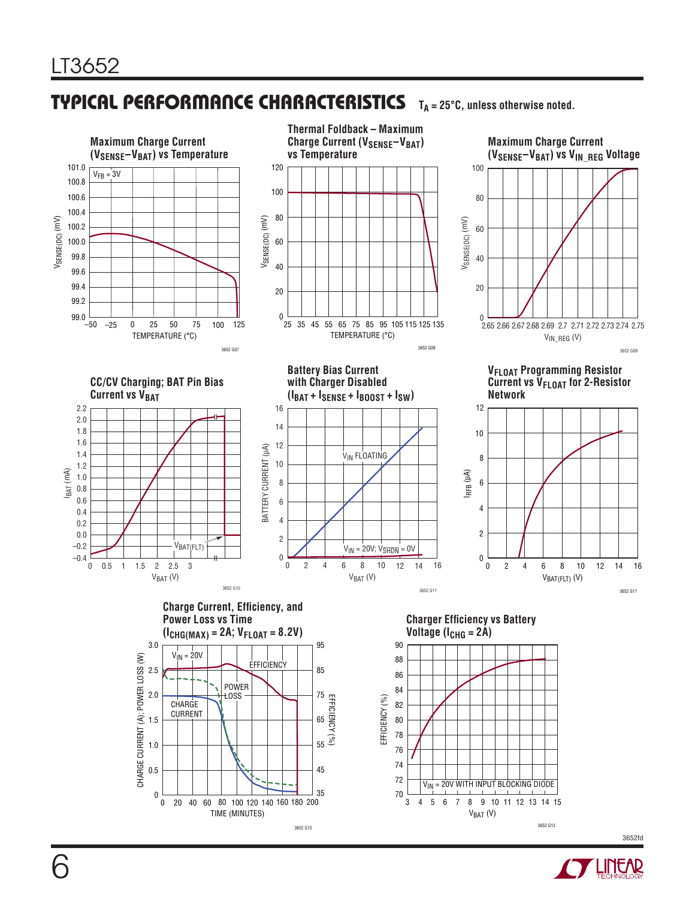## TYPICAL PERFORMANCE CHARACTERISTICS

$T_A = 25°C$, unless otherwise noted.

**Maximum Charge Current ($V_{SENSE}–V_{BAT}$) vs Temperature**

$V_{FB} = 3V$

$V_{SENSE(DC)}$ (mV) vs TEMPERATURE (°C)

3652 G07

**Thermal Foldback – Maximum Charge Current ($V_{SENSE}–V_{BAT}$) vs Temperature**

$V_{SENSE(DC)}$ (mV) vs TEMPERATURE (°C)

3652 G08

**Maximum Charge Current ($V_{SENSE}–V_{BAT}$) vs $V_{IN\_REG}$ Voltage**

$V_{SENSE(DC)}$ (mV) vs $V_{IN\_REG}$ (V)

3652 G09

**CC/CV Charging; BAT Pin Bias Current vs $V_{BAT}$**

$I_{BAT}$ (mA) vs $V_{BAT}$ (V)

$V_{BAT(FLT)}$

3652 G10

**Battery Bias Current with Charger Disabled ($I_{BAT} + I_{SENSE} + I_{BOOST} + I_{SW}$)**

BATTERY CURRENT (µA) vs $V_{BAT}$ (V)

$V_{IN}$ FLOATING

$V_{IN} = 20V$; $V_{\overline{SHDN}} = 0V$

3652 G11

**$V_{FLOAT}$ Programming Resistor Current vs $V_{FLOAT}$ for 2-Resistor Network**

$I_{RFB}$ (µA) vs $V_{BAT(FLT)}$ (V)

3652 G11

**Charge Current, Efficiency, and Power Loss vs Time ($I_{CHG(MAX)} = 2A$; $V_{FLOAT} = 8.2V$)**

$V_{IN} = 20V$

CHARGE CURRENT (A); POWER LOSS (W) / EFFICIENCY (%) vs TIME (MINUTES)

EFFICIENCY, POWER LOSS, CHARGE CURRENT

3652 G12

**Charger Efficiency vs Battery Voltage ($I_{CHG} = 2A$)**

EFFICIENCY (%) vs $V_{BAT}$ (V)

$V_{IN} = 20V$ WITH INPUT BLOCKING DIODE

3652 G13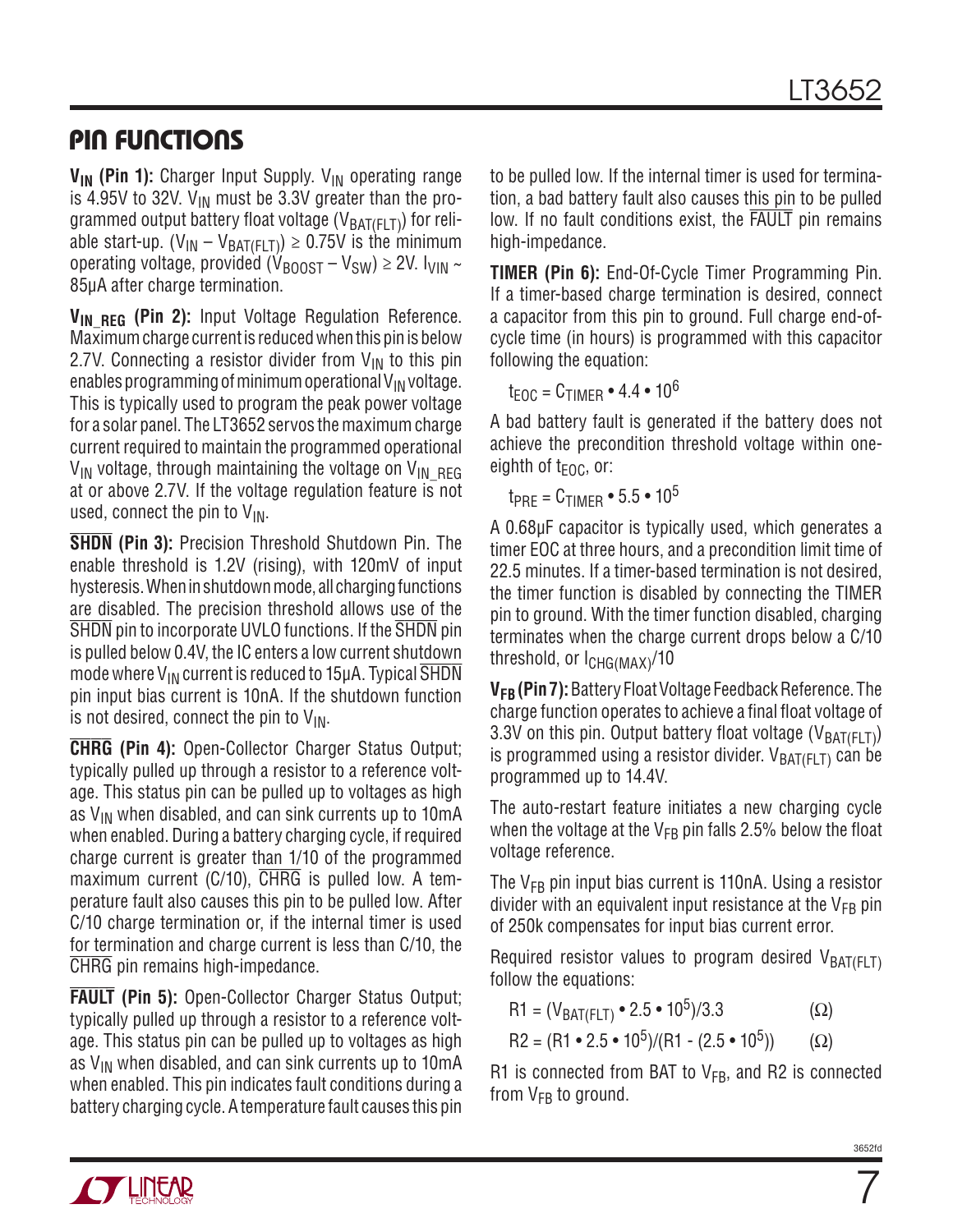## PIN FUNCTIONS

**$V_{IN}$ (Pin 1):** Charger Input Supply. $V_{IN}$ operating range is 4.95V to 32V. $V_{IN}$ must be 3.3V greater than the programmed output battery float voltage ($V_{BAT(FLT)}$) for reliable start-up. ($V_{IN} - V_{BAT(FLT)}$) ≥ 0.75V is the minimum operating voltage, provided ($V_{BOOST} - V_{SW}$) ≥ 2V. $I_{VIN}$ ~ 85µA after charge termination.

**$V_{IN\_REG}$ (Pin 2):** Input Voltage Regulation Reference. Maximum charge current is reduced when this pin is below 2.7V. Connecting a resistor divider from $V_{IN}$ to this pin enables programming of minimum operational $V_{IN}$ voltage. This is typically used to program the peak power voltage for a solar panel. The LT3652 servos the maximum charge current required to maintain the programmed operational $V_{IN}$ voltage, through maintaining the voltage on $V_{IN\_REG}$ at or above 2.7V. If the voltage regulation feature is not used, connect the pin to $V_{IN}$.

**$\overline{SHDN}$ (Pin 3):** Precision Threshold Shutdown Pin. The enable threshold is 1.2V (rising), with 120mV of input hysteresis. When in shutdown mode, all charging functions are disabled. The precision threshold allows use of the $\overline{SHDN}$ pin to incorporate UVLO functions. If the $\overline{SHDN}$ pin is pulled below 0.4V, the IC enters a low current shutdown mode where $V_{IN}$ current is reduced to 15µA. Typical $\overline{SHDN}$ pin input bias current is 10nA. If the shutdown function is not desired, connect the pin to $V_{IN}$.

**$\overline{CHRG}$ (Pin 4):** Open-Collector Charger Status Output; typically pulled up through a resistor to a reference voltage. This status pin can be pulled up to voltages as high as $V_{IN}$ when disabled, and can sink currents up to 10mA when enabled. During a battery charging cycle, if required charge current is greater than 1/10 of the programmed maximum current (C/10), $\overline{CHRG}$ is pulled low. A temperature fault also causes this pin to be pulled low. After C/10 charge termination or, if the internal timer is used for termination and charge current is less than C/10, the $\overline{CHRG}$ pin remains high-impedance.

**$\overline{FAULT}$ (Pin 5):** Open-Collector Charger Status Output; typically pulled up through a resistor to a reference voltage. This status pin can be pulled up to voltages as high as $V_{IN}$ when disabled, and can sink currents up to 10mA when enabled. This pin indicates fault conditions during a battery charging cycle. A temperature fault causes this pin to be pulled low. If the internal timer is used for termination, a bad battery fault also causes this pin to be pulled low. If no fault conditions exist, the $\overline{FAULT}$ pin remains high-impedance.

**TIMER (Pin 6):** End-Of-Cycle Timer Programming Pin. If a timer-based charge termination is desired, connect a capacitor from this pin to ground. Full charge end-of-cycle time (in hours) is programmed with this capacitor following the equation:

$$t_{EOC} = C_{TIMER} \cdot 4.4 \cdot 10^6$$

A bad battery fault is generated if the battery does not achieve the precondition threshold voltage within one-eighth of $t_{EOC}$, or:

$$t_{PRE} = C_{TIMER} \cdot 5.5 \cdot 10^5$$

A 0.68µF capacitor is typically used, which generates a timer EOC at three hours, and a precondition limit time of 22.5 minutes. If a timer-based termination is not desired, the timer function is disabled by connecting the TIMER pin to ground. With the timer function disabled, charging terminates when the charge current drops below a C/10 threshold, or $I_{CHG(MAX)}/10$

**$V_{FB}$ (Pin 7):** Battery Float Voltage Feedback Reference. The charge function operates to achieve a final float voltage of 3.3V on this pin. Output battery float voltage ($V_{BAT(FLT)}$) is programmed using a resistor divider. $V_{BAT(FLT)}$ can be programmed up to 14.4V.

The auto-restart feature initiates a new charging cycle when the voltage at the $V_{FB}$ pin falls 2.5% below the float voltage reference.

The $V_{FB}$ pin input bias current is 110nA. Using a resistor divider with an equivalent input resistance at the $V_{FB}$ pin of 250k compensates for input bias current error.

Required resistor values to program desired $V_{BAT(FLT)}$ follow the equations:

$$R1 = (V_{BAT(FLT)} \cdot 2.5 \cdot 10^5)/3.3 \quad (\Omega)$$

$$R2 = (R1 \cdot 2.5 \cdot 10^5)/(R1 - (2.5 \cdot 10^5)) \quad (\Omega)$$

R1 is connected from BAT to $V_{FB}$, and R2 is connected from $V_{FB}$ to ground.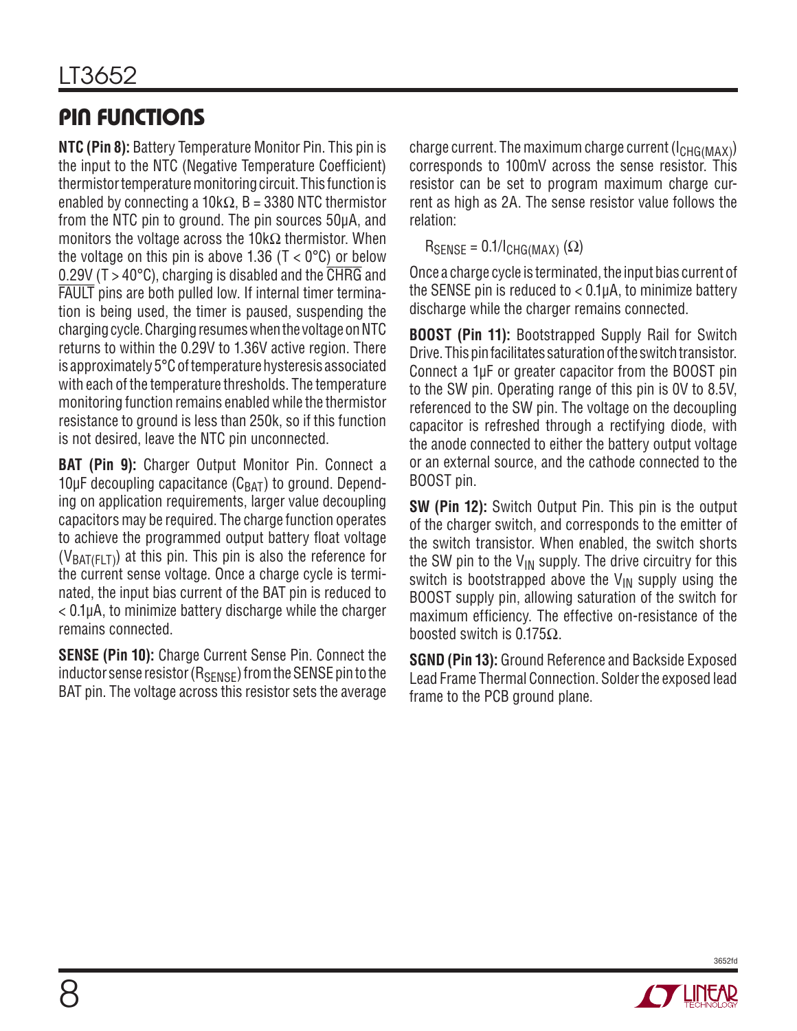## PIN FUNCTIONS

**NTC (Pin 8):** Battery Temperature Monitor Pin. This pin is the input to the NTC (Negative Temperature Coefficient) thermistor temperature monitoring circuit. This function is enabled by connecting a 10kΩ, B = 3380 NTC thermistor from the NTC pin to ground. The pin sources 50µA, and monitors the voltage across the 10kΩ thermistor. When the voltage on this pin is above 1.36 ($T < 0°C$) or below 0.29V ($T > 40°C$), charging is disabled and the $\overline{CHRG}$ and $\overline{FAULT}$ pins are both pulled low. If internal timer termination is being used, the timer is paused, suspending the charging cycle. Charging resumes when the voltage on NTC returns to within the 0.29V to 1.36V active region. There is approximately 5°C of temperature hysteresis associated with each of the temperature thresholds. The temperature monitoring function remains enabled while the thermistor resistance to ground is less than 250k, so if this function is not desired, leave the NTC pin unconnected.

**BAT (Pin 9):** Charger Output Monitor Pin. Connect a 10µF decoupling capacitance ($C_{BAT}$) to ground. Depending on application requirements, larger value decoupling capacitors may be required. The charge function operates to achieve the programmed output battery float voltage ($V_{BAT(FLT)}$) at this pin. This pin is also the reference for the current sense voltage. Once a charge cycle is terminated, the input bias current of the BAT pin is reduced to < 0.1µA, to minimize battery discharge while the charger remains connected.

**SENSE (Pin 10):** Charge Current Sense Pin. Connect the inductor sense resistor ($R_{SENSE}$) from the SENSE pin to the BAT pin. The voltage across this resistor sets the average charge current. The maximum charge current ($I_{CHG(MAX)}$) corresponds to 100mV across the sense resistor. This resistor can be set to program maximum charge current as high as 2A. The sense resistor value follows the relation:

$$R_{SENSE} = 0.1/I_{CHG(MAX)}\ (\Omega)$$

Once a charge cycle is terminated, the input bias current of the SENSE pin is reduced to < 0.1µA, to minimize battery discharge while the charger remains connected.

**BOOST (Pin 11):** Bootstrapped Supply Rail for Switch Drive. This pin facilitates saturation of the switch transistor. Connect a 1µF or greater capacitor from the BOOST pin to the SW pin. Operating range of this pin is 0V to 8.5V, referenced to the SW pin. The voltage on the decoupling capacitor is refreshed through a rectifying diode, with the anode connected to either the battery output voltage or an external source, and the cathode connected to the BOOST pin.

**SW (Pin 12):** Switch Output Pin. This pin is the output of the charger switch, and corresponds to the emitter of the switch transistor. When enabled, the switch shorts the SW pin to the $V_{IN}$ supply. The drive circuitry for this switch is bootstrapped above the $V_{IN}$ supply using the BOOST supply pin, allowing saturation of the switch for maximum efficiency. The effective on-resistance of the boosted switch is 0.175Ω.

**SGND (Pin 13):** Ground Reference and Backside Exposed Lead Frame Thermal Connection. Solder the exposed lead frame to the PCB ground plane.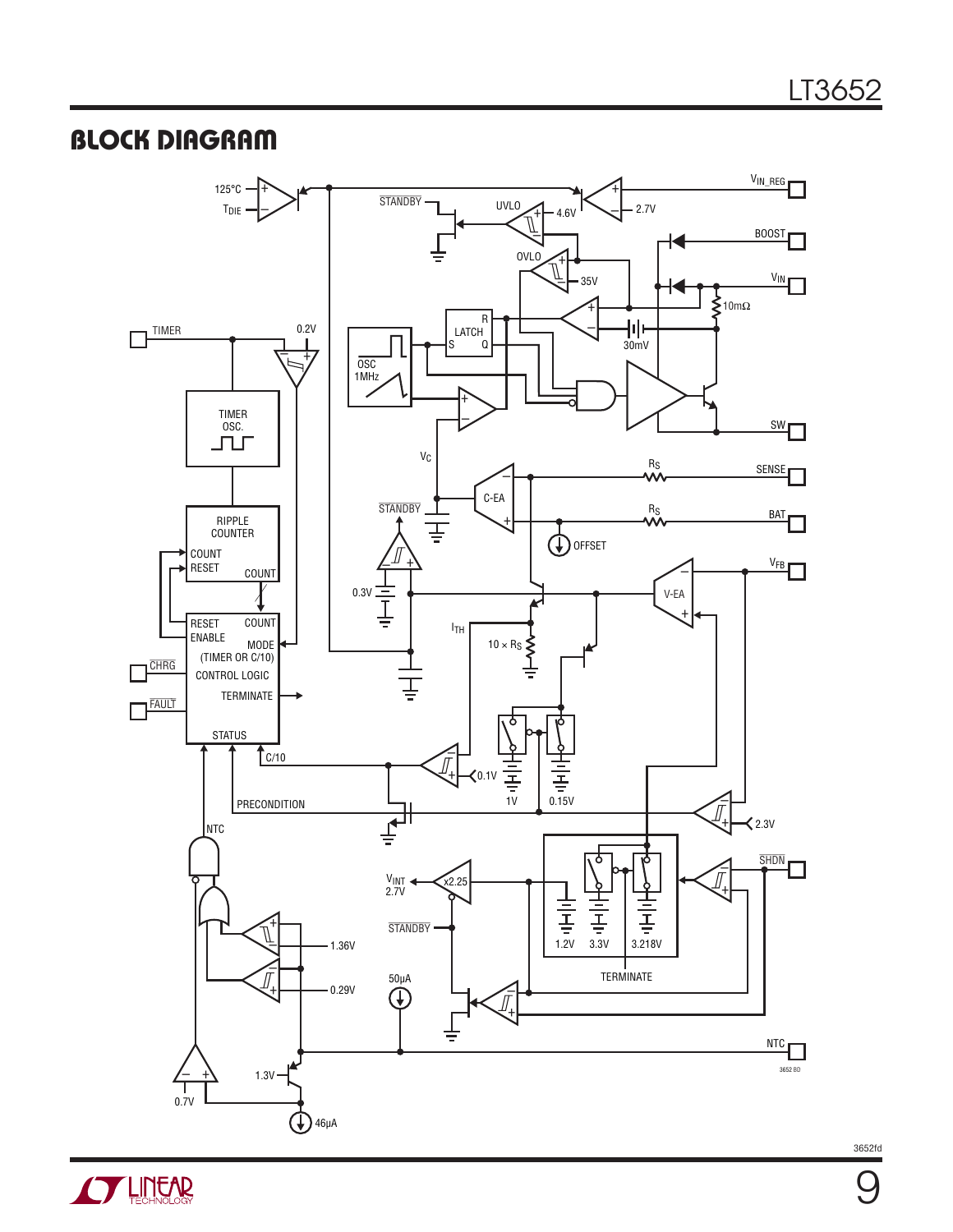## BLOCK DIAGRAM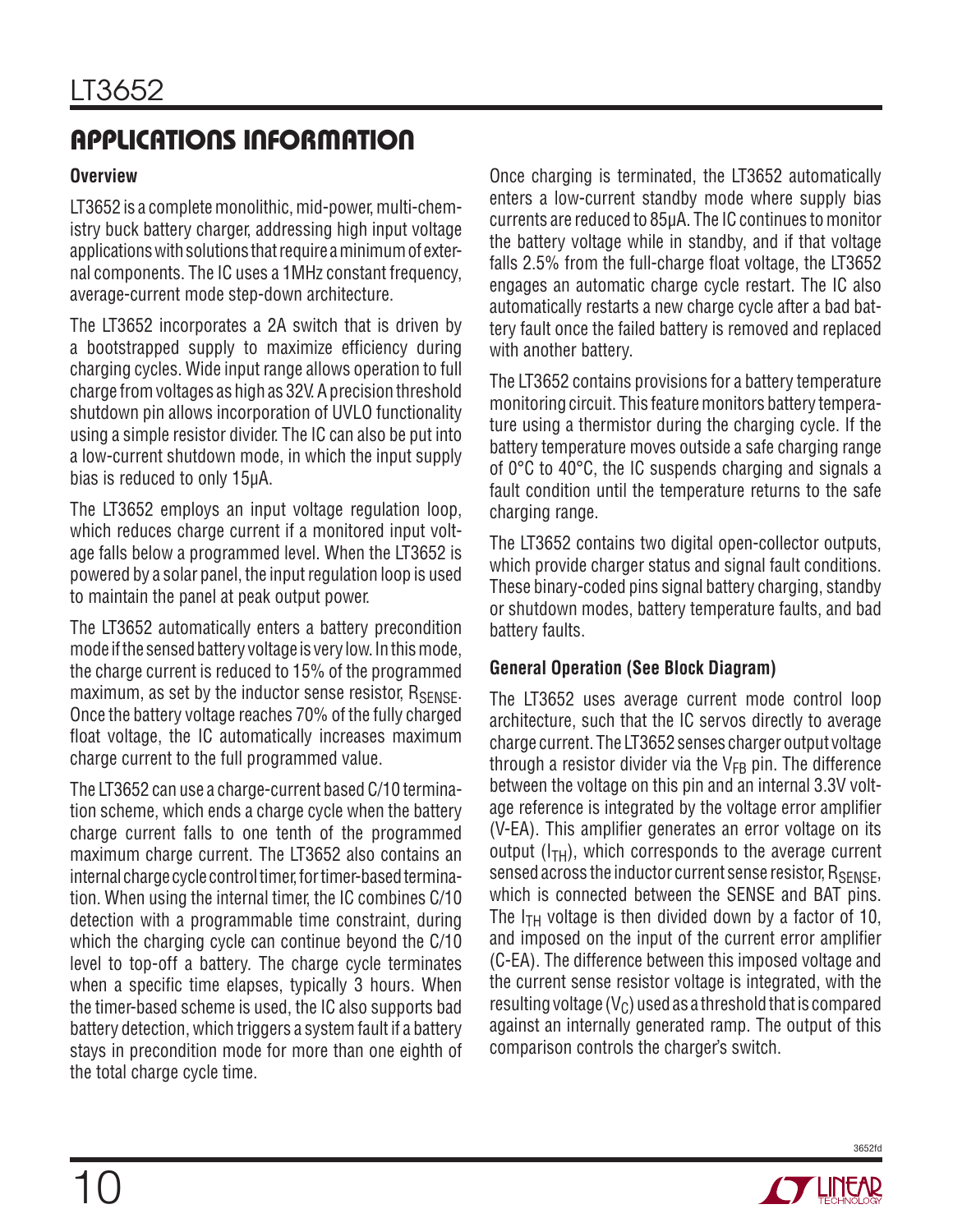## APPLICATIONS INFORMATION

### Overview

LT3652 is a complete monolithic, mid-power, multi-chemistry buck battery charger, addressing high input voltage applications with solutions that require a minimum of external components. The IC uses a 1MHz constant frequency, average-current mode step-down architecture.

The LT3652 incorporates a 2A switch that is driven by a bootstrapped supply to maximize efficiency during charging cycles. Wide input range allows operation to full charge from voltages as high as 32V. A precision threshold shutdown pin allows incorporation of UVLO functionality using a simple resistor divider. The IC can also be put into a low-current shutdown mode, in which the input supply bias is reduced to only 15μA.

The LT3652 employs an input voltage regulation loop, which reduces charge current if a monitored input voltage falls below a programmed level. When the LT3652 is powered by a solar panel, the input regulation loop is used to maintain the panel at peak output power.

The LT3652 automatically enters a battery precondition mode if the sensed battery voltage is very low. In this mode, the charge current is reduced to 15% of the programmed maximum, as set by the inductor sense resistor, $R_{SENSE}$. Once the battery voltage reaches 70% of the fully charged float voltage, the IC automatically increases maximum charge current to the full programmed value.

The LT3652 can use a charge-current based C/10 termination scheme, which ends a charge cycle when the battery charge current falls to one tenth of the programmed maximum charge current. The LT3652 also contains an internal charge cycle control timer, for timer-based termination. When using the internal timer, the IC combines C/10 detection with a programmable time constraint, during which the charging cycle can continue beyond the C/10 level to top-off a battery. The charge cycle terminates when a specific time elapses, typically 3 hours. When the timer-based scheme is used, the IC also supports bad battery detection, which triggers a system fault if a battery stays in precondition mode for more than one eighth of the total charge cycle time.

Once charging is terminated, the LT3652 automatically enters a low-current standby mode where supply bias currents are reduced to 85μA. The IC continues to monitor the battery voltage while in standby, and if that voltage falls 2.5% from the full-charge float voltage, the LT3652 engages an automatic charge cycle restart. The IC also automatically restarts a new charge cycle after a bad battery fault once the failed battery is removed and replaced with another battery.

The LT3652 contains provisions for a battery temperature monitoring circuit. This feature monitors battery temperature using a thermistor during the charging cycle. If the battery temperature moves outside a safe charging range of 0°C to 40°C, the IC suspends charging and signals a fault condition until the temperature returns to the safe charging range.

The LT3652 contains two digital open-collector outputs, which provide charger status and signal fault conditions. These binary-coded pins signal battery charging, standby or shutdown modes, battery temperature faults, and bad battery faults.

### General Operation (See Block Diagram)

The LT3652 uses average current mode control loop architecture, such that the IC servos directly to average charge current. The LT3652 senses charger output voltage through a resistor divider via the $V_{FB}$ pin. The difference between the voltage on this pin and an internal 3.3V voltage reference is integrated by the voltage error amplifier (V-EA). This amplifier generates an error voltage on its output ($I_{TH}$), which corresponds to the average current sensed across the inductor current sense resistor, $R_{SENSE}$, which is connected between the SENSE and BAT pins. The $I_{TH}$ voltage is then divided down by a factor of 10, and imposed on the input of the current error amplifier (C-EA). The difference between this imposed voltage and the current sense resistor voltage is integrated, with the resulting voltage ($V_C$) used as a threshold that is compared against an internally generated ramp. The output of this comparison controls the charger's switch.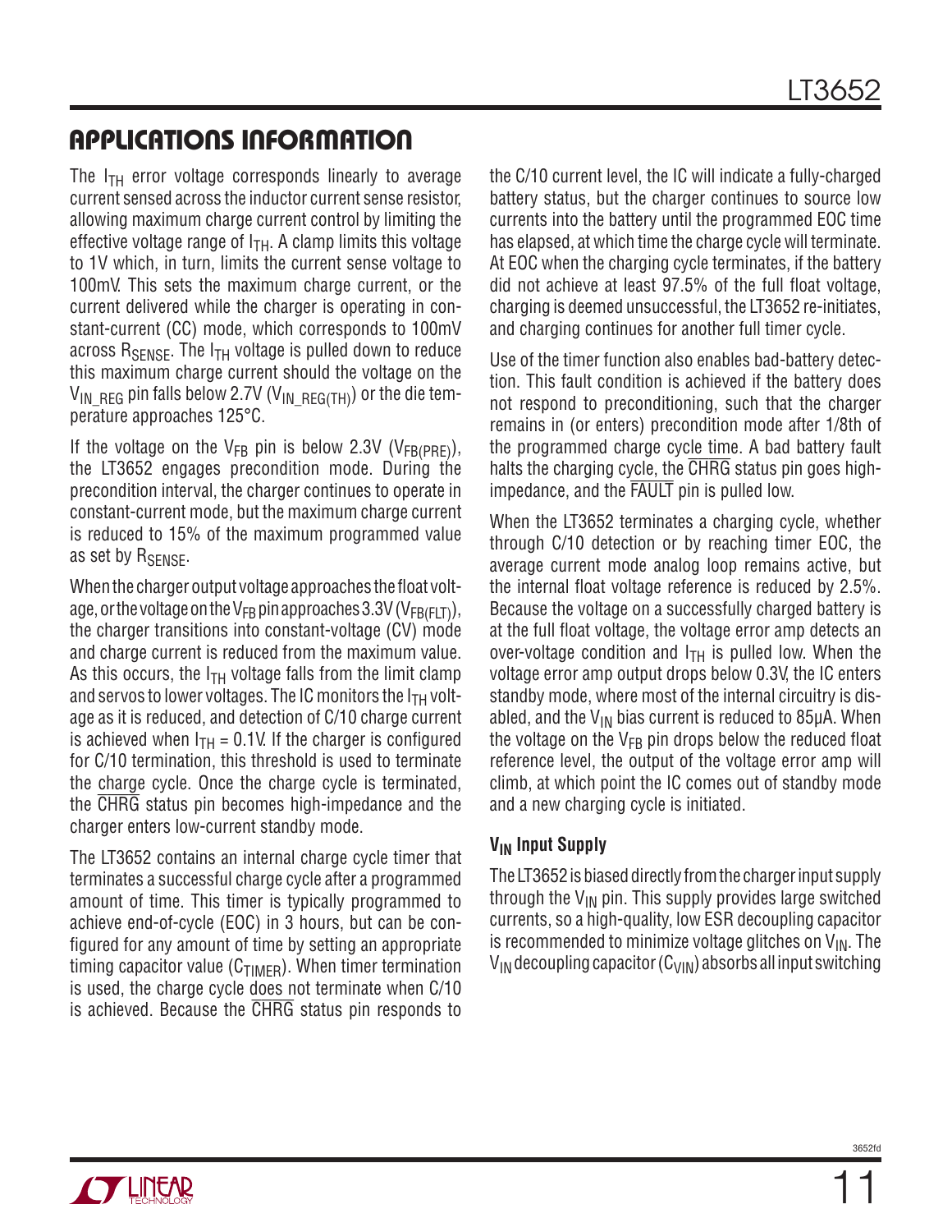## APPLICATIONS INFORMATION

The $I_{TH}$ error voltage corresponds linearly to average current sensed across the inductor current sense resistor, allowing maximum charge current control by limiting the effective voltage range of $I_{TH}$. A clamp limits this voltage to 1V which, in turn, limits the current sense voltage to 100mV. This sets the maximum charge current, or the current delivered while the charger is operating in constant-current (CC) mode, which corresponds to 100mV across $R_{SENSE}$. The $I_{TH}$ voltage is pulled down to reduce this maximum charge current should the voltage on the $V_{IN\_REG}$ pin falls below 2.7V ($V_{IN\_REG(TH)}$) or the die temperature approaches 125°C.

If the voltage on the $V_{FB}$ pin is below 2.3V ($V_{FB(PRE)}$), the LT3652 engages precondition mode. During the precondition interval, the charger continues to operate in constant-current mode, but the maximum charge current is reduced to 15% of the maximum programmed value as set by $R_{SENSE}$.

When the charger output voltage approaches the float voltage, or the voltage on the $V_{FB}$ pin approaches 3.3V ($V_{FB(FLT)}$), the charger transitions into constant-voltage (CV) mode and charge current is reduced from the maximum value. As this occurs, the $I_{TH}$ voltage falls from the limit clamp and servos to lower voltages. The IC monitors the $I_{TH}$ voltage as it is reduced, and detection of C/10 charge current is achieved when $I_{TH}$ = 0.1V. If the charger is configured for C/10 termination, this threshold is used to terminate the charge cycle. Once the charge cycle is terminated, the $\overline{CHRG}$ status pin becomes high-impedance and the charger enters low-current standby mode.

The LT3652 contains an internal charge cycle timer that terminates a successful charge cycle after a programmed amount of time. This timer is typically programmed to achieve end-of-cycle (EOC) in 3 hours, but can be configured for any amount of time by setting an appropriate timing capacitor value ($C_{TIMER}$). When timer termination is used, the charge cycle does not terminate when C/10 is achieved. Because the $\overline{CHRG}$ status pin responds to the C/10 current level, the IC will indicate a fully-charged battery status, but the charger continues to source low currents into the battery until the programmed EOC time has elapsed, at which time the charge cycle will terminate. At EOC when the charging cycle terminates, if the battery did not achieve at least 97.5% of the full float voltage, charging is deemed unsuccessful, the LT3652 re-initiates, and charging continues for another full timer cycle.

Use of the timer function also enables bad-battery detection. This fault condition is achieved if the battery does not respond to preconditioning, such that the charger remains in (or enters) precondition mode after 1/8th of the programmed charge cycle time. A bad battery fault halts the charging cycle, the $\overline{CHRG}$ status pin goes high-impedance, and the $\overline{FAULT}$ pin is pulled low.

When the LT3652 terminates a charging cycle, whether through C/10 detection or by reaching timer EOC, the average current mode analog loop remains active, but the internal float voltage reference is reduced by 2.5%. Because the voltage on a successfully charged battery is at the full float voltage, the voltage error amp detects an over-voltage condition and $I_{TH}$ is pulled low. When the voltage error amp output drops below 0.3V, the IC enters standby mode, where most of the internal circuitry is disabled, and the $V_{IN}$ bias current is reduced to 85µA. When the voltage on the $V_{FB}$ pin drops below the reduced float reference level, the output of the voltage error amp will climb, at which point the IC comes out of standby mode and a new charging cycle is initiated.

### $V_{IN}$ Input Supply

The LT3652 is biased directly from the charger input supply through the $V_{IN}$ pin. This supply provides large switched currents, so a high-quality, low ESR decoupling capacitor is recommended to minimize voltage glitches on $V_{IN}$. The $V_{IN}$ decoupling capacitor ($C_{VIN}$) absorbs all input switching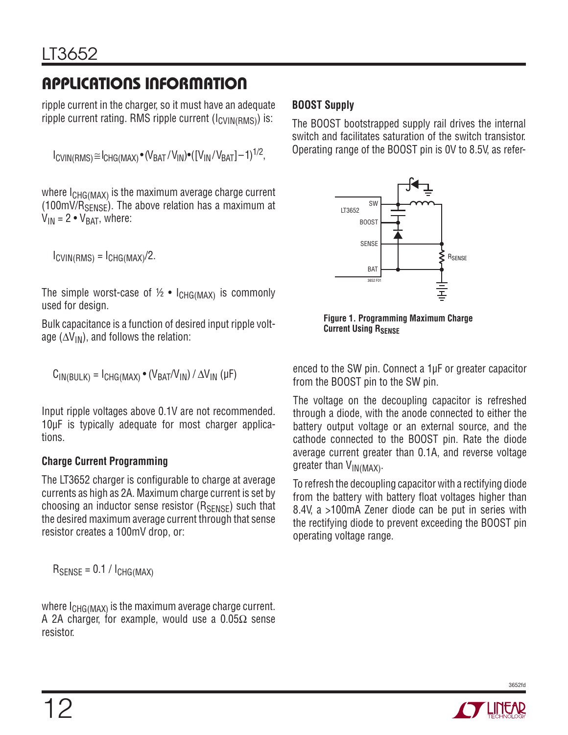## APPLICATIONS INFORMATION

ripple current in the charger, so it must have an adequate ripple current rating. RMS ripple current ($I_{CVIN(RMS)}$) is:

$$I_{CVIN(RMS)} \cong I_{CHG(MAX)} \bullet (V_{BAT}/V_{IN}) \bullet ([V_{IN}/V_{BAT}]-1)^{1/2},$$

where $I_{CHG(MAX)}$ is the maximum average charge current (100mV/$R_{SENSE}$). The above relation has a maximum at $V_{IN} = 2 \bullet V_{BAT}$, where:

$$I_{CVIN(RMS)} = I_{CHG(MAX)}/2.$$

The simple worst-case of ½ • $I_{CHG(MAX)}$ is commonly used for design.

Bulk capacitance is a function of desired input ripple voltage ($\Delta V_{IN}$), and follows the relation:

$$C_{IN(BULK)} = I_{CHG(MAX)} \bullet (V_{BAT}/V_{IN}) / \Delta V_{IN} \text{ (µF)}$$

Input ripple voltages above 0.1V are not recommended. 10µF is typically adequate for most charger applications.

### Charge Current Programming

The LT3652 charger is configurable to charge at average currents as high as 2A. Maximum charge current is set by choosing an inductor sense resistor ($R_{SENSE}$) such that the desired maximum average current through that sense resistor creates a 100mV drop, or:

$$R_{SENSE} = 0.1 / I_{CHG(MAX)}$$

where $I_{CHG(MAX)}$ is the maximum average charge current. A 2A charger, for example, would use a 0.05Ω sense resistor.

### BOOST Supply

The BOOST bootstrapped supply rail drives the internal switch and facilitates saturation of the switch transistor. Operating range of the BOOST pin is 0V to 8.5V, as referenced to the SW pin. Connect a 1µF or greater capacitor from the BOOST pin to the SW pin.

**Figure 1. Programming Maximum Charge Current Using $R_{SENSE}$**

The voltage on the decoupling capacitor is refreshed through a diode, with the anode connected to either the battery output voltage or an external source, and the cathode connected to the BOOST pin. Rate the diode average current greater than 0.1A, and reverse voltage greater than $V_{IN(MAX)}$.

To refresh the decoupling capacitor with a rectifying diode from the battery with battery float voltages higher than 8.4V, a >100mA Zener diode can be put in series with the rectifying diode to prevent exceeding the BOOST pin operating voltage range.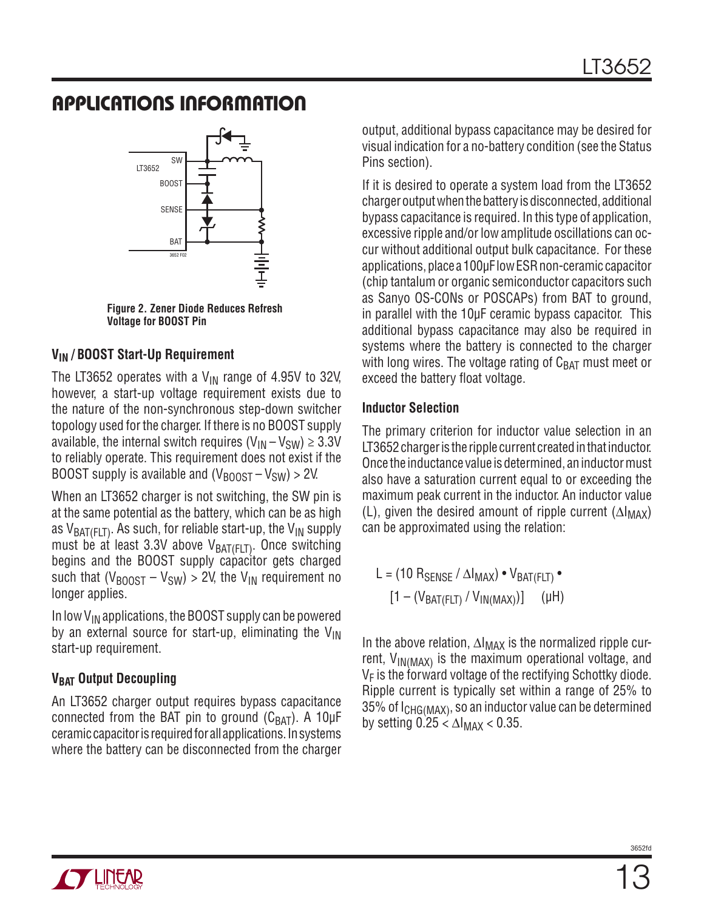## APPLICATIONS INFORMATION

Figure 2. Zener Diode Reduces Refresh Voltage for BOOST Pin

### $V_{IN}$ / BOOST Start-Up Requirement

The LT3652 operates with a $V_{IN}$ range of 4.95V to 32V, however, a start-up voltage requirement exists due to the nature of the non-synchronous step-down switcher topology used for the charger. If there is no BOOST supply available, the internal switch requires $(V_{IN} – V_{SW}) \geq 3.3V$ to reliably operate. This requirement does not exist if the BOOST supply is available and $(V_{BOOST} – V_{SW}) > 2V$.

When an LT3652 charger is not switching, the SW pin is at the same potential as the battery, which can be as high as $V_{BAT(FLT)}$. As such, for reliable start-up, the $V_{IN}$ supply must be at least 3.3V above $V_{BAT(FLT)}$. Once switching begins and the BOOST supply capacitor gets charged such that $(V_{BOOST} – V_{SW}) > 2V$, the $V_{IN}$ requirement no longer applies.

In low $V_{IN}$ applications, the BOOST supply can be powered by an external source for start-up, eliminating the $V_{IN}$ start-up requirement.

### $V_{BAT}$ Output Decoupling

An LT3652 charger output requires bypass capacitance connected from the BAT pin to ground ($C_{BAT}$). A 10µF ceramic capacitor is required for all applications. In systems where the battery can be disconnected from the charger output, additional bypass capacitance may be desired for visual indication for a no-battery condition (see the Status Pins section).

If it is desired to operate a system load from the LT3652 charger output when the battery is disconnected, additional bypass capacitance is required. In this type of application, excessive ripple and/or low amplitude oscillations can occur without additional output bulk capacitance. For these applications, place a 100µF low ESR non-ceramic capacitor (chip tantalum or organic semiconductor capacitors such as Sanyo OS-CONs or POSCAPs) from BAT to ground, in parallel with the 10µF ceramic bypass capacitor. This additional bypass capacitance may also be required in systems where the battery is connected to the charger with long wires. The voltage rating of $C_{BAT}$ must meet or exceed the battery float voltage.

### Inductor Selection

The primary criterion for inductor value selection in an LT3652 charger is the ripple current created in that inductor. Once the inductance value is determined, an inductor must also have a saturation current equal to or exceeding the maximum peak current in the inductor. An inductor value (L), given the desired amount of ripple current ($\Delta I_{MAX}$) can be approximated using the relation:

$$L = (10\ R_{SENSE} / \Delta I_{MAX}) \bullet V_{BAT(FLT)} \bullet [1 – (V_{BAT(FLT)} / V_{IN(MAX)})] \quad (\mu H)$$

In the above relation, $\Delta I_{MAX}$ is the normalized ripple current, $V_{IN(MAX)}$ is the maximum operational voltage, and $V_F$ is the forward voltage of the rectifying Schottky diode. Ripple current is typically set within a range of 25% to 35% of $I_{CHG(MAX)}$, so an inductor value can be determined by setting $0.25 < \Delta I_{MAX} < 0.35$.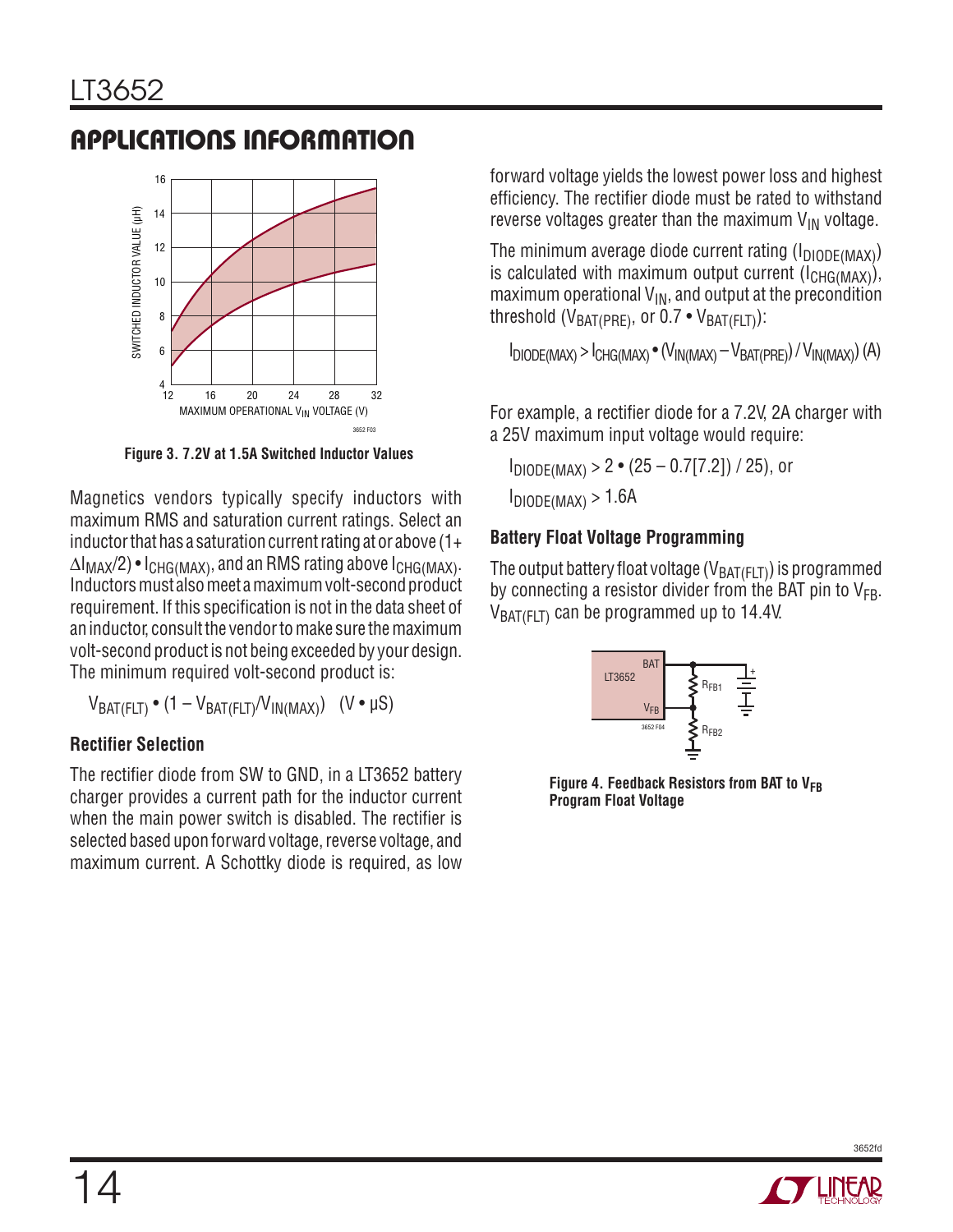## APPLICATIONS INFORMATION

Figure 3. 7.2V at 1.5A Switched Inductor Values

Magnetics vendors typically specify inductors with maximum RMS and saturation current ratings. Select an inductor that has a saturation current rating at or above $(1+\Delta I_{MAX}/2) \bullet I_{CHG(MAX)}$, and an RMS rating above $I_{CHG(MAX)}$. Inductors must also meet a maximum volt-second product requirement. If this specification is not in the data sheet of an inductor, consult the vendor to make sure the maximum volt-second product is not being exceeded by your design. The minimum required volt-second product is:

$$V_{BAT(FLT)} \bullet (1 - V_{BAT(FLT)}/V_{IN(MAX)}) \quad (V \bullet \mu S)$$

### Rectifier Selection

The rectifier diode from SW to GND, in a LT3652 battery charger provides a current path for the inductor current when the main power switch is disabled. The rectifier is selected based upon forward voltage, reverse voltage, and maximum current. A Schottky diode is required, as low forward voltage yields the lowest power loss and highest efficiency. The rectifier diode must be rated to withstand reverse voltages greater than the maximum $V_{IN}$ voltage.

The minimum average diode current rating ($I_{DIODE(MAX)}$) is calculated with maximum output current ($I_{CHG(MAX)}$), maximum operational $V_{IN}$, and output at the precondition threshold ($V_{BAT(PRE)}$, or $0.7 \bullet V_{BAT(FLT)}$):

$$I_{DIODE(MAX)} > I_{CHG(MAX)} \bullet (V_{IN(MAX)} - V_{BAT(PRE)}) / V_{IN(MAX)} \text{ (A)}$$

For example, a rectifier diode for a 7.2V, 2A charger with a 25V maximum input voltage would require:

$$I_{DIODE(MAX)} > 2 \bullet (25 - 0.7[7.2]) / 25 \text{), or}$$

$$I_{DIODE(MAX)} > 1.6A$$

### Battery Float Voltage Programming

The output battery float voltage ($V_{BAT(FLT)}$) is programmed by connecting a resistor divider from the BAT pin to $V_{FB}$. $V_{BAT(FLT)}$ can be programmed up to 14.4V.

Figure 4. Feedback Resistors from BAT to $V_{FB}$ Program Float Voltage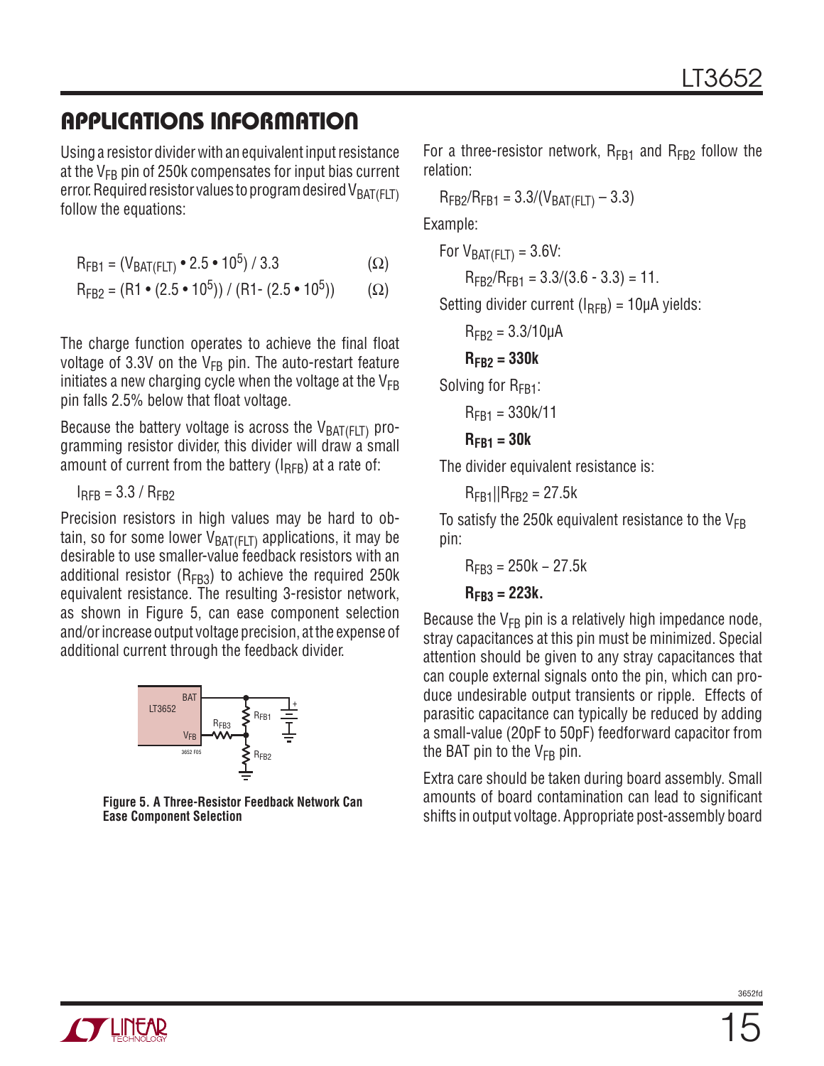## APPLICATIONS INFORMATION

Using a resistor divider with an equivalent input resistance at the $V_{FB}$ pin of 250k compensates for input bias current error. Required resistor values to program desired $V_{BAT(FLT)}$ follow the equations:

$$R_{FB1} = (V_{BAT(FLT)} \cdot 2.5 \cdot 10^5) / 3.3 \quad (\Omega)$$

$$R_{FB2} = (R1 \cdot (2.5 \cdot 10^5)) / (R1 - (2.5 \cdot 10^5)) \quad (\Omega)$$

The charge function operates to achieve the final float voltage of 3.3V on the $V_{FB}$ pin. The auto-restart feature initiates a new charging cycle when the voltage at the $V_{FB}$ pin falls 2.5% below that float voltage.

Because the battery voltage is across the $V_{BAT(FLT)}$ programming resistor divider, this divider will draw a small amount of current from the battery ($I_{RFB}$) at a rate of:

$$I_{RFB} = 3.3 / R_{FB2}$$

Precision resistors in high values may be hard to obtain, so for some lower $V_{BAT(FLT)}$ applications, it may be desirable to use smaller-value feedback resistors with an additional resistor ($R_{FB3}$) to achieve the required 250k equivalent resistance. The resulting 3-resistor network, as shown in Figure 5, can ease component selection and/or increase output voltage precision, at the expense of additional current through the feedback divider.

**Figure 5. A Three-Resistor Feedback Network Can Ease Component Selection**

For a three-resistor network, $R_{FB1}$ and $R_{FB2}$ follow the relation:

$$R_{FB2}/R_{FB1} = 3.3/(V_{BAT(FLT)} - 3.3)$$

Example:

For $V_{BAT(FLT)} = 3.6V$:

$$R_{FB2}/R_{FB1} = 3.3/(3.6 - 3.3) = 11.$$

Setting divider current ($I_{RFB}$) = 10µA yields:

$$R_{FB2} = 3.3/10µA$$

$$\mathbf{R_{FB2} = 330k}$$

Solving for $R_{FB1}$:

$$R_{FB1} = 330k/11$$

$$\mathbf{R_{FB1} = 30k}$$

The divider equivalent resistance is:

$$R_{FB1}||R_{FB2} = 27.5k$$

To satisfy the 250k equivalent resistance to the $V_{FB}$ pin:

$$R_{FB3} = 250k - 27.5k$$

$$\mathbf{R_{FB3} = 223k.}$$

Because the $V_{FB}$ pin is a relatively high impedance node, stray capacitances at this pin must be minimized. Special attention should be given to any stray capacitances that can couple external signals onto the pin, which can produce undesirable output transients or ripple. Effects of parasitic capacitance can typically be reduced by adding a small-value (20pF to 50pF) feedforward capacitor from the BAT pin to the $V_{FB}$ pin.

Extra care should be taken during board assembly. Small amounts of board contamination can lead to significant shifts in output voltage. Appropriate post-assembly board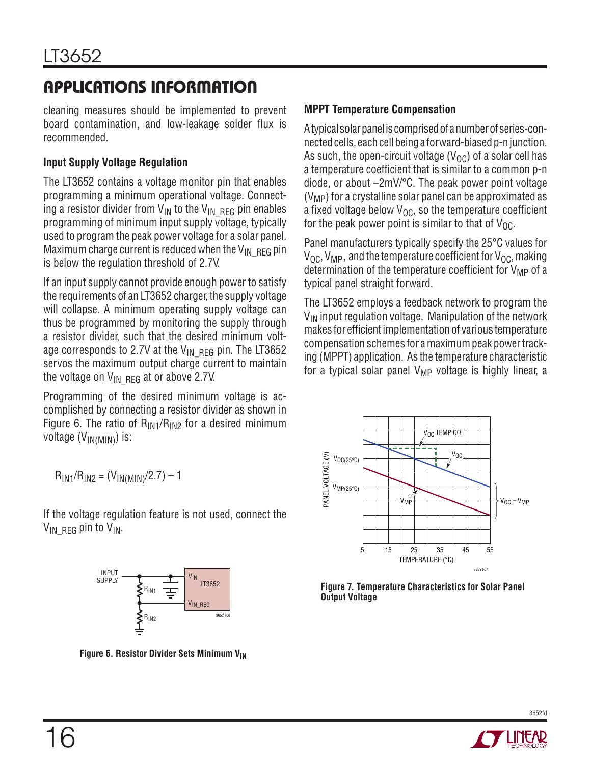## APPLICATIONS INFORMATION

cleaning measures should be implemented to prevent board contamination, and low-leakage solder flux is recommended.

### Input Supply Voltage Regulation

The LT3652 contains a voltage monitor pin that enables programming a minimum operational voltage. Connecting a resistor divider from $V_{IN}$ to the $V_{IN\_REG}$ pin enables programming of minimum input supply voltage, typically used to program the peak power voltage for a solar panel. Maximum charge current is reduced when the $V_{IN\_REG}$ pin is below the regulation threshold of 2.7V.

If an input supply cannot provide enough power to satisfy the requirements of an LT3652 charger, the supply voltage will collapse. A minimum operating supply voltage can thus be programmed by monitoring the supply through a resistor divider, such that the desired minimum voltage corresponds to 2.7V at the $V_{IN\_REG}$ pin. The LT3652 servos the maximum output charge current to maintain the voltage on $V_{IN\_REG}$ at or above 2.7V.

Programming of the desired minimum voltage is accomplished by connecting a resistor divider as shown in Figure 6. The ratio of $R_{IN1}/R_{IN2}$ for a desired minimum voltage ($V_{IN(MIN)}$) is:

$$R_{IN1}/R_{IN2} = (V_{IN(MIN)}/2.7) - 1$$

If the voltage regulation feature is not used, connect the $V_{IN\_REG}$ pin to $V_{IN}$.

**Figure 6. Resistor Divider Sets Minimum $V_{IN}$**

### MPPT Temperature Compensation

A typical solar panel is comprised of a number of series-connected cells, each cell being a forward-biased p-n junction. As such, the open-circuit voltage ($V_{OC}$) of a solar cell has a temperature coefficient that is similar to a common p-n diode, or about –2mV/°C. The peak power point voltage ($V_{MP}$) for a crystalline solar panel can be approximated as a fixed voltage below $V_{OC}$, so the temperature coefficient for the peak power point is similar to that of $V_{OC}$.

Panel manufacturers typically specify the 25°C values for $V_{OC}$, $V_{MP}$, and the temperature coefficient for $V_{OC}$, making determination of the temperature coefficient for $V_{MP}$ of a typical panel straight forward.

The LT3652 employs a feedback network to program the $V_{IN}$ input regulation voltage. Manipulation of the network makes for efficient implementation of various temperature compensation schemes for a maximum peak power tracking (MPPT) application. As the temperature characteristic for a typical solar panel $V_{MP}$ voltage is highly linear, a

**Figure 7. Temperature Characteristics for Solar Panel Output Voltage**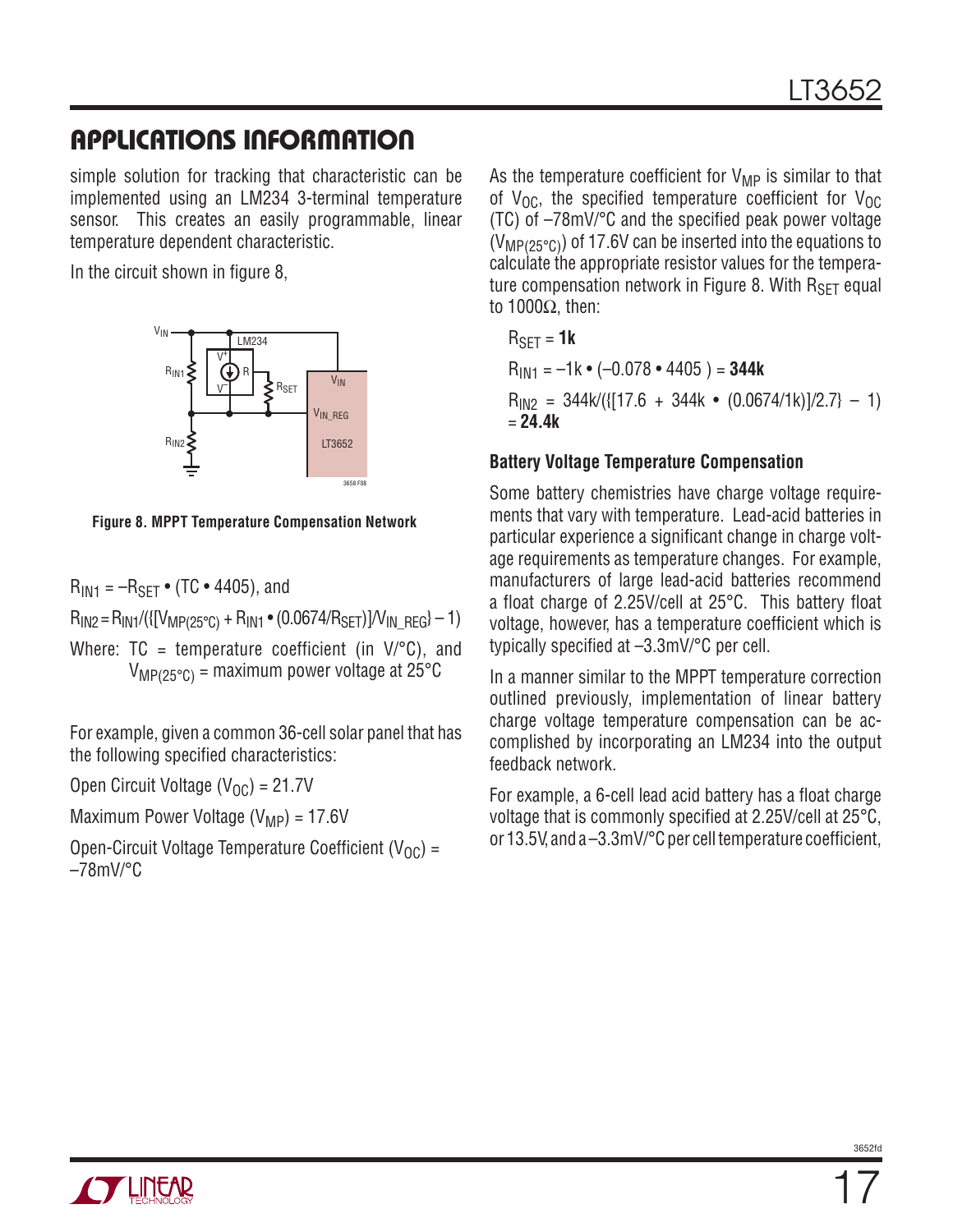## APPLICATIONS INFORMATION

simple solution for tracking that characteristic can be implemented using an LM234 3-terminal temperature sensor. This creates an easily programmable, linear temperature dependent characteristic.

In the circuit shown in figure 8,

**Figure 8. MPPT Temperature Compensation Network**

$R_{IN1} = -R_{SET} \bullet (TC \bullet 4405)$, and

$R_{IN2} = R_{IN1}/(\{[V_{MP(25°C)} + R_{IN1} \bullet (0.0674/R_{SET})]/V_{IN\_REG}\} - 1)$

Where: TC = temperature coefficient (in V/°C), and $V_{MP(25°C)}$ = maximum power voltage at 25°C

For example, given a common 36-cell solar panel that has the following specified characteristics:

Open Circuit Voltage ($V_{OC}$) = 21.7V

Maximum Power Voltage ($V_{MP}$) = 17.6V

Open-Circuit Voltage Temperature Coefficient ($V_{OC}$) = –78mV/°C

As the temperature coefficient for $V_{MP}$ is similar to that of $V_{OC}$, the specified temperature coefficient for $V_{OC}$ (TC) of –78mV/°C and the specified peak power voltage ($V_{MP(25°C)}$) of 17.6V can be inserted into the equations to calculate the appropriate resistor values for the temperature compensation network in Figure 8. With $R_{SET}$ equal to 1000Ω, then:

$R_{SET}$ = **1k**

$R_{IN1} = -1k \bullet (-0.078 \bullet 4405) =$ **344k**

$R_{IN2} = 344k/(\{[17.6 + 344k \bullet (0.0674/1k)]/2.7\} - 1)$ = **24.4k**

### Battery Voltage Temperature Compensation

Some battery chemistries have charge voltage requirements that vary with temperature. Lead-acid batteries in particular experience a significant change in charge voltage requirements as temperature changes. For example, manufacturers of large lead-acid batteries recommend a float charge of 2.25V/cell at 25°C. This battery float voltage, however, has a temperature coefficient which is typically specified at –3.3mV/°C per cell.

In a manner similar to the MPPT temperature correction outlined previously, implementation of linear battery charge voltage temperature compensation can be accomplished by incorporating an LM234 into the output feedback network.

For example, a 6-cell lead acid battery has a float charge voltage that is commonly specified at 2.25V/cell at 25°C, or 13.5V, and a –3.3mV/°C per cell temperature coefficient,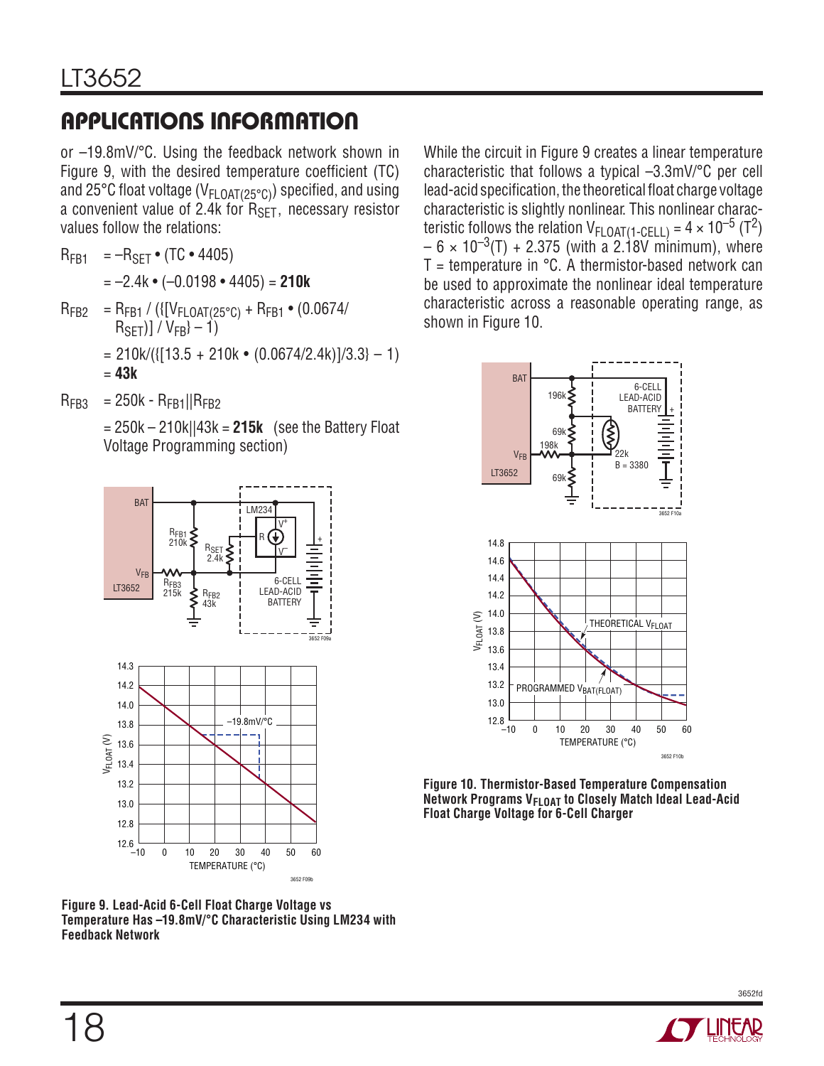## APPLICATIONS INFORMATION

or –19.8mV/°C. Using the feedback network shown in Figure 9, with the desired temperature coefficient (TC) and 25°C float voltage ($V_{FLOAT(25°C)}$) specified, and using a convenient value of 2.4k for $R_{SET}$, necessary resistor values follow the relations:

$R_{FB1}$ = $-R_{SET} \cdot (TC \cdot 4405)$

= –2.4k • (–0.0198 • 4405) = **210k**

$R_{FB2}$ = $R_{FB1}$ / ({[$V_{FLOAT(25°C)}$ + $R_{FB1}$ • (0.0674/$R_{SET}$)] / $V_{FB}$} – 1)

= 210k/({[13.5 + 210k • (0.0674/2.4k)]/3.3} – 1) = **43k**

$R_{FB3}$ = 250k - $R_{FB1}$||$R_{FB2}$

= 250k – 210k||43k = **215k** (see the Battery Float Voltage Programming section)

Figure 9. Lead-Acid 6-Cell Float Charge Voltage vs Temperature Has –19.8mV/°C Characteristic Using LM234 with Feedback Network

While the circuit in Figure 9 creates a linear temperature characteristic that follows a typical –3.3mV/°C per cell lead-acid specification, the theoretical float charge voltage characteristic is slightly nonlinear. This nonlinear characteristic follows the relation $V_{FLOAT(1\text{-}CELL)} = 4 \times 10^{-5}(T^2) - 6 \times 10^{-3}(T) + 2.375$ (with a 2.18V minimum), where T = temperature in °C. A thermistor-based network can be used to approximate the nonlinear ideal temperature characteristic across a reasonable operating range, as shown in Figure 10.

Figure 10. Thermistor-Based Temperature Compensation Network Programs $V_{FLOAT}$ to Closely Match Ideal Lead-Acid Float Charge Voltage for 6-Cell Charger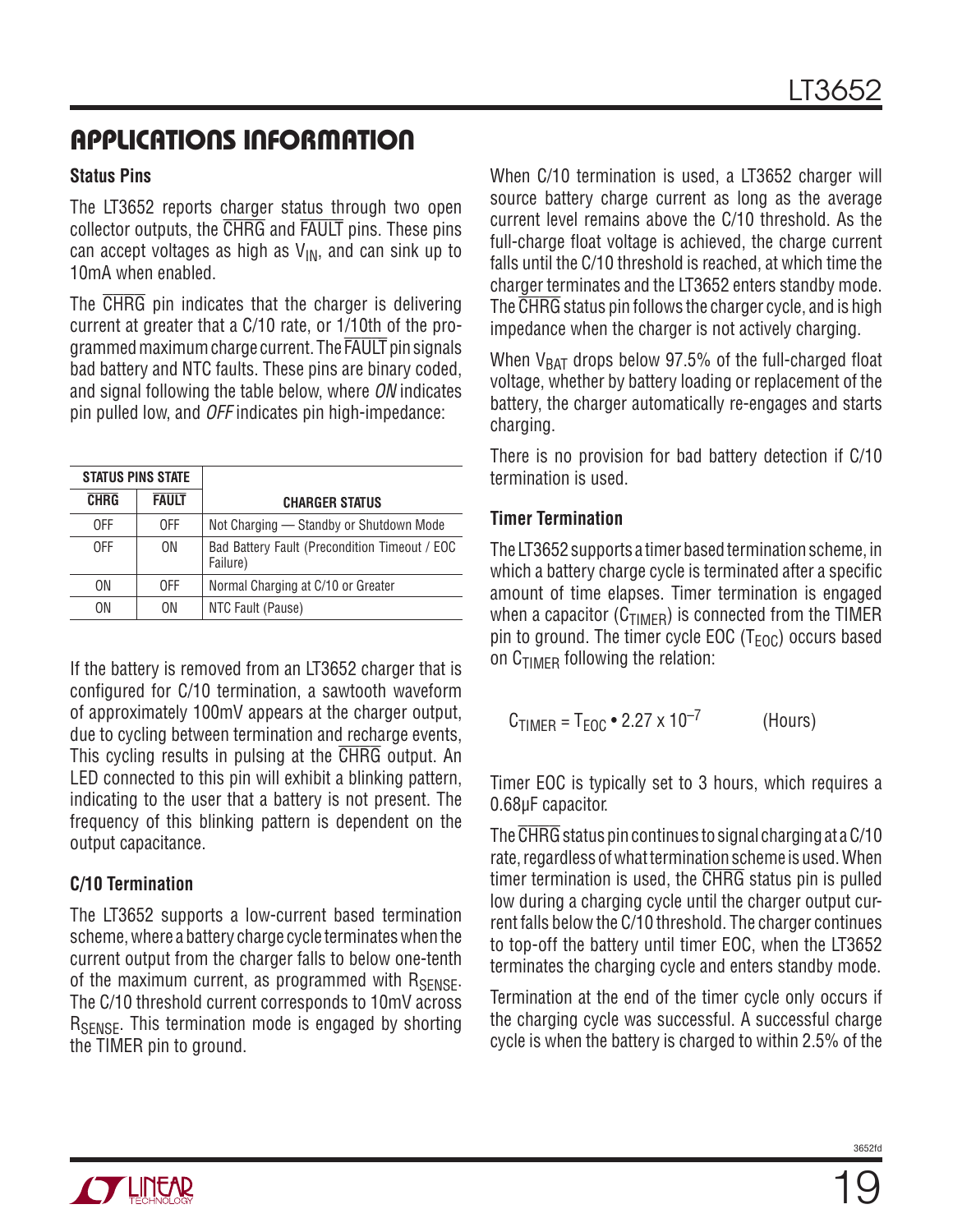## APPLICATIONS INFORMATION

### Status Pins

The LT3652 reports charger status through two open collector outputs, the $\overline{CHRG}$ and $\overline{FAULT}$ pins. These pins can accept voltages as high as $V_{IN}$, and can sink up to 10mA when enabled.

The $\overline{CHRG}$ pin indicates that the charger is delivering current at greater that a C/10 rate, or 1/10th of the programmed maximum charge current. The $\overline{FAULT}$ pin signals bad battery and NTC faults. These pins are binary coded, and signal following the table below, where *ON* indicates pin pulled low, and *OFF* indicates pin high-impedance:

| STATUS PINS STATE | | |
|---|---|---|
| $\overline{CHRG}$ | $\overline{FAULT}$ | CHARGER STATUS |
| OFF | OFF | Not Charging — Standby or Shutdown Mode |
| OFF | ON | Bad Battery Fault (Precondition Timeout / EOC Failure) |
| ON | OFF | Normal Charging at C/10 or Greater |
| ON | ON | NTC Fault (Pause) |

If the battery is removed from an LT3652 charger that is configured for C/10 termination, a sawtooth waveform of approximately 100mV appears at the charger output, due to cycling between termination and recharge events, This cycling results in pulsing at the $\overline{CHRG}$ output. An LED connected to this pin will exhibit a blinking pattern, indicating to the user that a battery is not present. The frequency of this blinking pattern is dependent on the output capacitance.

### C/10 Termination

The LT3652 supports a low-current based termination scheme, where a battery charge cycle terminates when the current output from the charger falls to below one-tenth of the maximum current, as programmed with $R_{SENSE}$. The C/10 threshold current corresponds to 10mV across $R_{SENSE}$. This termination mode is engaged by shorting the TIMER pin to ground.

When C/10 termination is used, a LT3652 charger will source battery charge current as long as the average current level remains above the C/10 threshold. As the full-charge float voltage is achieved, the charge current falls until the C/10 threshold is reached, at which time the charger terminates and the LT3652 enters standby mode. The $\overline{CHRG}$ status pin follows the charger cycle, and is high impedance when the charger is not actively charging.

When $V_{BAT}$ drops below 97.5% of the full-charged float voltage, whether by battery loading or replacement of the battery, the charger automatically re-engages and starts charging.

There is no provision for bad battery detection if C/10 termination is used.

### Timer Termination

The LT3652 supports a timer based termination scheme, in which a battery charge cycle is terminated after a specific amount of time elapses. Timer termination is engaged when a capacitor ($C_{TIMER}$) is connected from the TIMER pin to ground. The timer cycle EOC ($T_{EOC}$) occurs based on $C_{TIMER}$ following the relation:

$$C_{TIMER} = T_{EOC} \cdot 2.27 \times 10^{-7} \quad \text{(Hours)}$$

Timer EOC is typically set to 3 hours, which requires a 0.68µF capacitor.

The $\overline{CHRG}$ status pin continues to signal charging at a C/10 rate, regardless of what termination scheme is used. When timer termination is used, the $\overline{CHRG}$ status pin is pulled low during a charging cycle until the charger output current falls below the C/10 threshold. The charger continues to top-off the battery until timer EOC, when the LT3652 terminates the charging cycle and enters standby mode.

Termination at the end of the timer cycle only occurs if the charging cycle was successful. A successful charge cycle is when the battery is charged to within 2.5% of the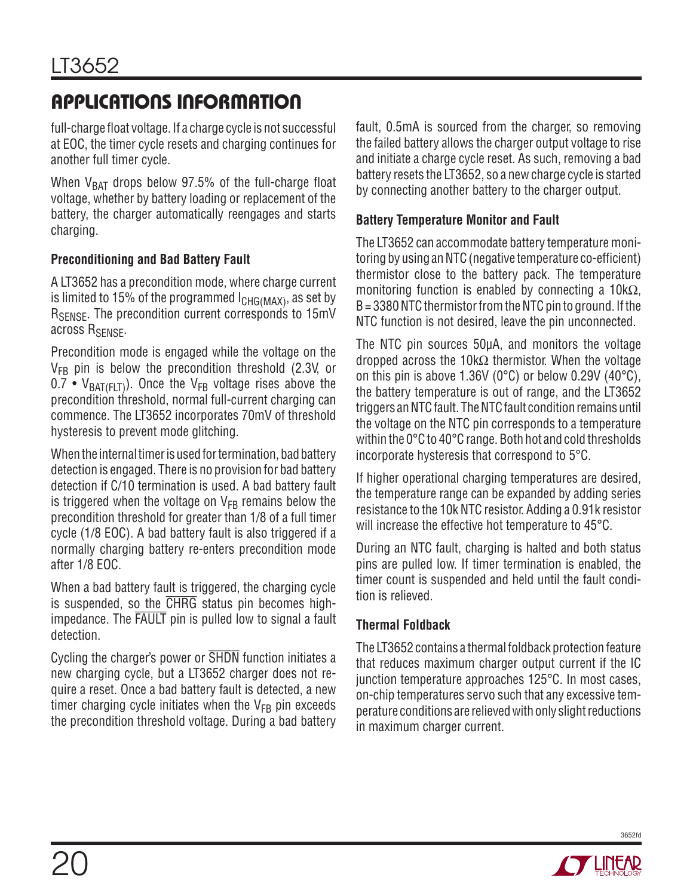## APPLICATIONS INFORMATION

full-charge float voltage. If a charge cycle is not successful at EOC, the timer cycle resets and charging continues for another full timer cycle.

When $V_{BAT}$ drops below 97.5% of the full-charge float voltage, whether by battery loading or replacement of the battery, the charger automatically reengages and starts charging.

**Preconditioning and Bad Battery Fault**

A LT3652 has a precondition mode, where charge current is limited to 15% of the programmed $I_{CHG(MAX)}$, as set by $R_{SENSE}$. The precondition current corresponds to 15mV across $R_{SENSE}$.

Precondition mode is engaged while the voltage on the $V_{FB}$ pin is below the precondition threshold (2.3V, or $0.7 \bullet V_{BAT(FLT)}$). Once the $V_{FB}$ voltage rises above the precondition threshold, normal full-current charging can commence. The LT3652 incorporates 70mV of threshold hysteresis to prevent mode glitching.

When the internal timer is used for termination, bad battery detection is engaged. There is no provision for bad battery detection if C/10 termination is used. A bad battery fault is triggered when the voltage on $V_{FB}$ remains below the precondition threshold for greater than 1/8 of a full timer cycle (1/8 EOC). A bad battery fault is also triggered if a normally charging battery re-enters precondition mode after 1/8 EOC.

When a bad battery fault is triggered, the charging cycle is suspended, so the $\overline{\text{CHRG}}$ status pin becomes high-impedance. The $\overline{\text{FAULT}}$ pin is pulled low to signal a fault detection.

Cycling the charger's power or $\overline{\text{SHDN}}$ function initiates a new charging cycle, but a LT3652 charger does not require a reset. Once a bad battery fault is detected, a new timer charging cycle initiates when the $V_{FB}$ pin exceeds the precondition threshold voltage. During a bad battery fault, 0.5mA is sourced from the charger, so removing the failed battery allows the charger output voltage to rise and initiate a charge cycle reset. As such, removing a bad battery resets the LT3652, so a new charge cycle is started by connecting another battery to the charger output.

**Battery Temperature Monitor and Fault**

The LT3652 can accommodate battery temperature monitoring by using an NTC (negative temperature co-efficient) thermistor close to the battery pack. The temperature monitoring function is enabled by connecting a 10kΩ, B = 3380 NTC thermistor from the NTC pin to ground. If the NTC function is not desired, leave the pin unconnected.

The NTC pin sources 50µA, and monitors the voltage dropped across the 10kΩ thermistor. When the voltage on this pin is above 1.36V (0°C) or below 0.29V (40°C), the battery temperature is out of range, and the LT3652 triggers an NTC fault. The NTC fault condition remains until the voltage on the NTC pin corresponds to a temperature within the 0°C to 40°C range. Both hot and cold thresholds incorporate hysteresis that correspond to 5°C.

If higher operational charging temperatures are desired, the temperature range can be expanded by adding series resistance to the 10k NTC resistor. Adding a 0.91k resistor will increase the effective hot temperature to 45°C.

During an NTC fault, charging is halted and both status pins are pulled low. If timer termination is enabled, the timer count is suspended and held until the fault condition is relieved.

**Thermal Foldback**

The LT3652 contains a thermal foldback protection feature that reduces maximum charger output current if the IC junction temperature approaches 125°C. In most cases, on-chip temperatures servo such that any excessive temperature conditions are relieved with only slight reductions in maximum charger current.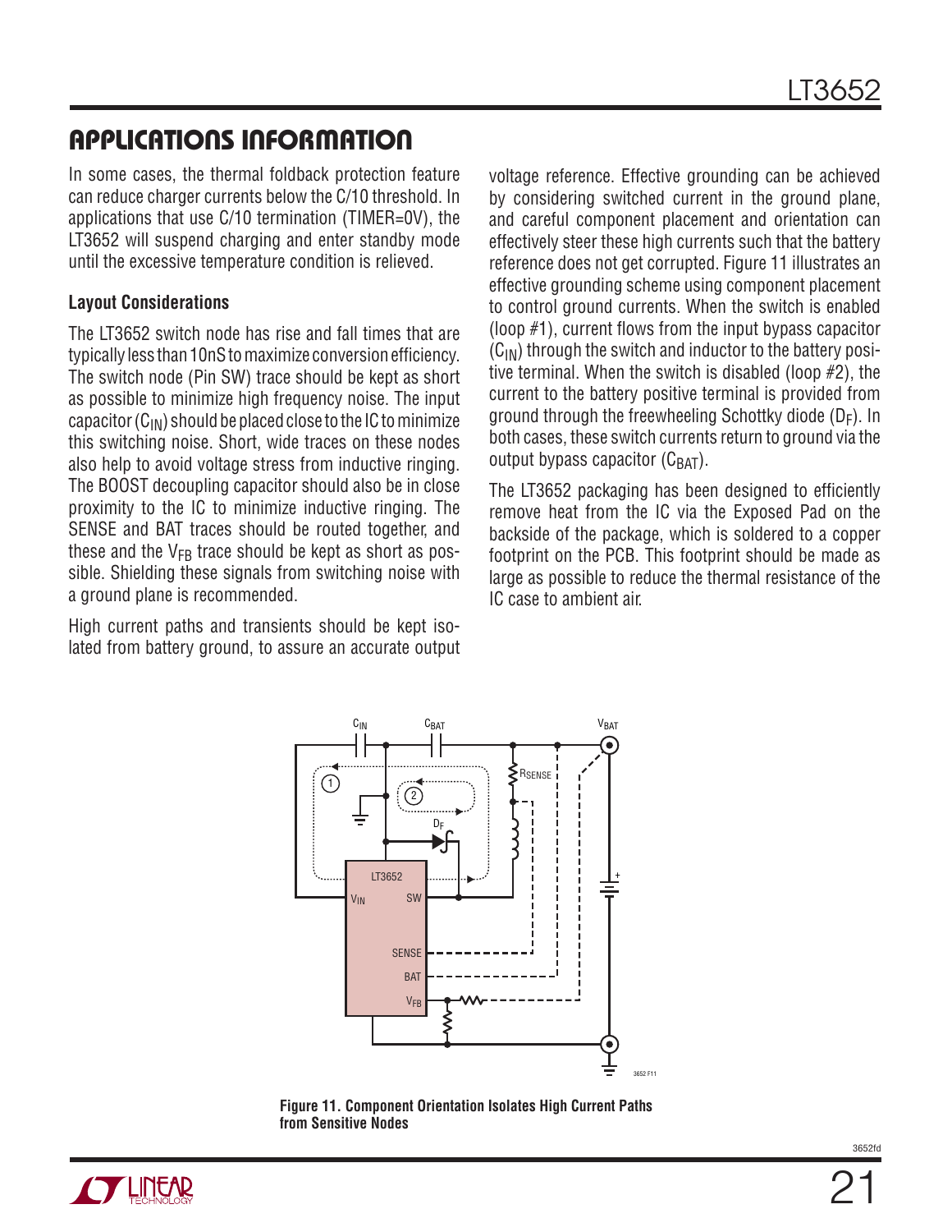## APPLICATIONS INFORMATION

In some cases, the thermal foldback protection feature can reduce charger currents below the C/10 threshold. In applications that use C/10 termination (TIMER=0V), the LT3652 will suspend charging and enter standby mode until the excessive temperature condition is relieved.

### Layout Considerations

The LT3652 switch node has rise and fall times that are typically less than 10nS to maximize conversion efficiency. The switch node (Pin SW) trace should be kept as short as possible to minimize high frequency noise. The input capacitor ($C_{IN}$) should be placed close to the IC to minimize this switching noise. Short, wide traces on these nodes also help to avoid voltage stress from inductive ringing. The BOOST decoupling capacitor should also be in close proximity to the IC to minimize inductive ringing. The SENSE and BAT traces should be routed together, and these and the $V_{FB}$ trace should be kept as short as possible. Shielding these signals from switching noise with a ground plane is recommended.

High current paths and transients should be kept isolated from battery ground, to assure an accurate output voltage reference. Effective grounding can be achieved by considering switched current in the ground plane, and careful component placement and orientation can effectively steer these high currents such that the battery reference does not get corrupted. Figure 11 illustrates an effective grounding scheme using component placement to control ground currents. When the switch is enabled (loop #1), current flows from the input bypass capacitor ($C_{IN}$) through the switch and inductor to the battery positive terminal. When the switch is disabled (loop #2), the current to the battery positive terminal is provided from ground through the freewheeling Schottky diode ($D_F$). In both cases, these switch currents return to ground via the output bypass capacitor ($C_{BAT}$).

The LT3652 packaging has been designed to efficiently remove heat from the IC via the Exposed Pad on the backside of the package, which is soldered to a copper footprint on the PCB. This footprint should be made as large as possible to reduce the thermal resistance of the IC case to ambient air.

**Figure 11. Component Orientation Isolates High Current Paths from Sensitive Nodes**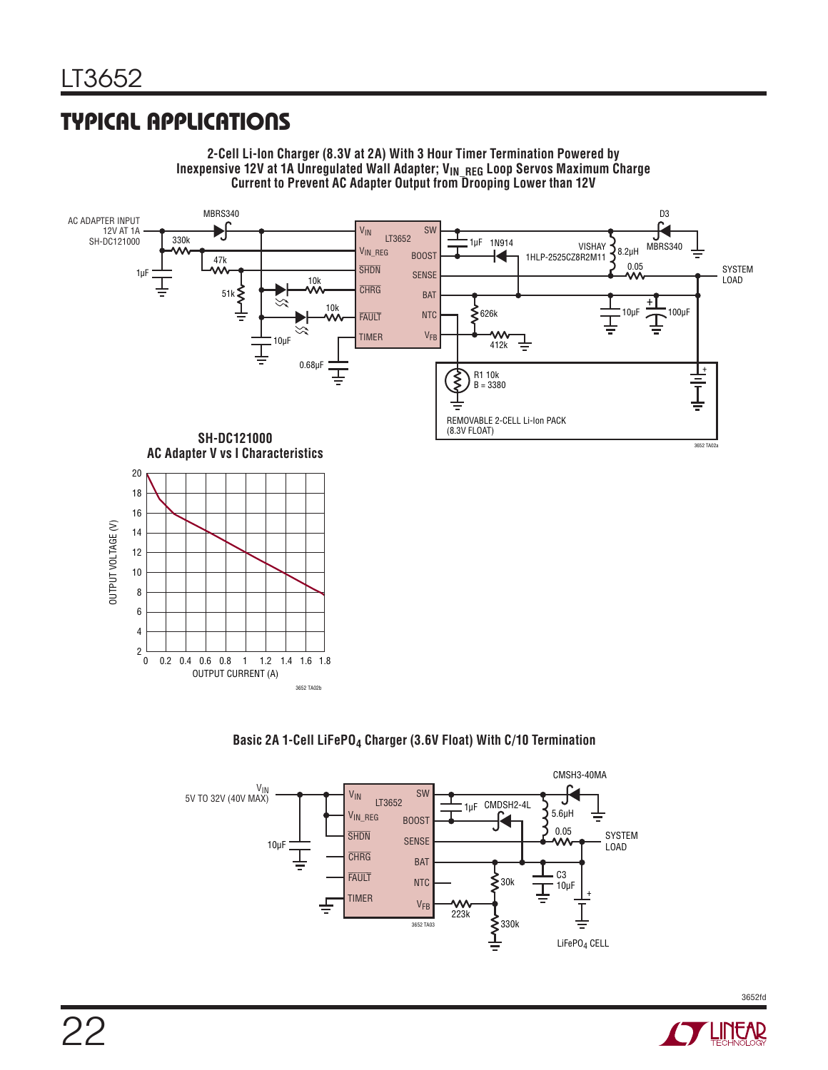## TYPICAL APPLICATIONS

**2-Cell Li-Ion Charger (8.3V at 2A) With 3 Hour Timer Termination Powered by Inexpensive 12V at 1A Unregulated Wall Adapter; $V_{IN\_REG}$ Loop Servos Maximum Charge Current to Prevent AC Adapter Output from Drooping Lower than 12V**

AC ADAPTER INPUT 12V AT 1A SH-DC121000, MBRS340, 330k, 47k, 1µF, 51k, 10k, 10k, 10µF, 0.68µF, LT3652, $V_{IN}$, $V_{IN\_REG}$, SHDN, CHRG, FAULT, TIMER, SW, BOOST, SENSE, BAT, NTC, $V_{FB}$, 1µF, 1N914, VISHAY 1HLP-2525CZ8R2M11, 8.2µH, D3 MBRS340, 0.05, SYSTEM LOAD, 10µF, 100µF, 626k, 412k, R1 10k B = 3380, REMOVABLE 2-CELL Li-Ion PACK (8.3V FLOAT)

3652 TA02a

**SH-DC121000 AC Adapter V vs I Characteristics**

OUTPUT VOLTAGE (V) vs OUTPUT CURRENT (A)

3652 TA02b

**Basic 2A 1-Cell $LiFePO_4$ Charger (3.6V Float) With C/10 Termination**

$V_{IN}$ 5V TO 32V (40V MAX), 10µF, LT3652, $V_{IN}$, $V_{IN\_REG}$, SHDN, CHRG, FAULT, TIMER, SW, BOOST, SENSE, BAT, NTC, $V_{FB}$, 1µF, CMDSH2-4L, CMSH3-40MA, 5.6µH, 0.05, SYSTEM LOAD, 30k, 223k, 330k, C3 10µF, $LiFePO_4$ CELL

3652 TA03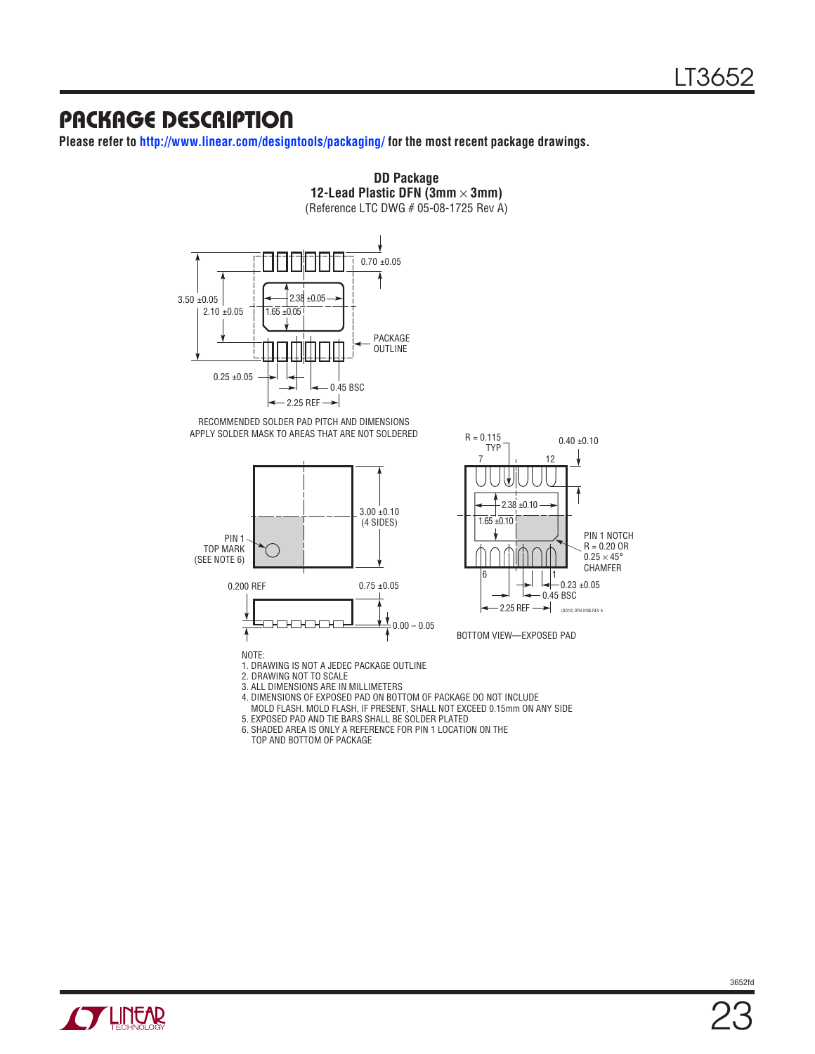## PACKAGE DESCRIPTION

**Please refer to http://www.linear.com/designtools/packaging/ for the most recent package drawings.**

**DD Package**
**12-Lead Plastic DFN (3mm × 3mm)**
(Reference LTC DWG # 05-08-1725 Rev A)

3.50 ±0.05
2.10 ±0.05
2.38 ±0.05
1.65 ±0.05
0.70 ±0.05
PACKAGE OUTLINE
0.25 ±0.05
0.45 BSC
2.25 REF

RECOMMENDED SOLDER PAD PITCH AND DIMENSIONS
APPLY SOLDER MASK TO AREAS THAT ARE NOT SOLDERED

PIN 1 TOP MARK (SEE NOTE 6)
3.00 ±0.10 (4 SIDES)
0.200 REF
0.75 ±0.05
0.00 – 0.05

R = 0.115 TYP
0.40 ±0.10
2.38 ±0.10
1.65 ±0.10
PIN 1 NOTCH R = 0.20 OR 0.25 × 45° CHAMFER
0.23 ±0.05
0.45 BSC
2.25 REF
(DD12) DFN 0106 REV A

BOTTOM VIEW—EXPOSED PAD

NOTE:
1. DRAWING IS NOT A JEDEC PACKAGE OUTLINE
2. DRAWING NOT TO SCALE
3. ALL DIMENSIONS ARE IN MILLIMETERS
4. DIMENSIONS OF EXPOSED PAD ON BOTTOM OF PACKAGE DO NOT INCLUDE MOLD FLASH. MOLD FLASH, IF PRESENT, SHALL NOT EXCEED 0.15mm ON ANY SIDE
5. EXPOSED PAD AND TIE BARS SHALL BE SOLDER PLATED
6. SHADED AREA IS ONLY A REFERENCE FOR PIN 1 LOCATION ON THE TOP AND BOTTOM OF PACKAGE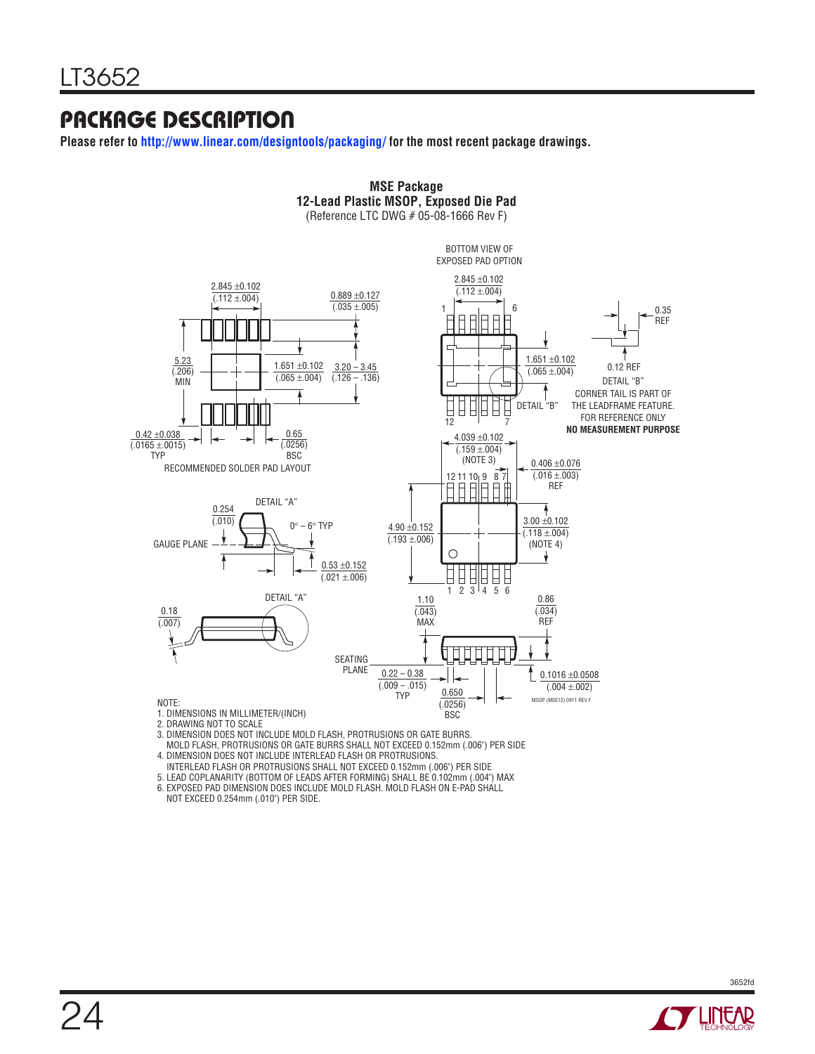## PACKAGE DESCRIPTION

**Please refer to http://www.linear.com/designtools/packaging/ for the most recent package drawings.**

**MSE Package**
**12-Lead Plastic MSOP, Exposed Die Pad**
(Reference LTC DWG # 05-08-1666 Rev F)

BOTTOM VIEW OF EXPOSED PAD OPTION

2.845 ±0.102 (.112 ±.004)

0.889 ±0.127 (.035 ±.005)

5.23 (.206) MIN

1.651 ±0.102 (.065 ±.004)

3.20 – 3.45 (.126 – .136)

0.42 ±0.038 (.0165 ±.0015) TYP

0.65 (.0256) BSC

RECOMMENDED SOLDER PAD LAYOUT

0.35 REF

0.12 REF

DETAIL "B"

CORNER TAIL IS PART OF THE LEADFRAME FEATURE. FOR REFERENCE ONLY

**NO MEASUREMENT PURPOSE**

4.039 ±0.102 (.159 ±.004) (NOTE 3)

0.406 ±0.076 (.016 ±.003) REF

DETAIL "A"

0.254 (.010)

0° – 6° TYP

GAUGE PLANE

0.53 ±0.152 (.021 ±.006)

4.90 ±0.152 (.193 ±.006)

3.00 ±0.102 (.118 ±.004) (NOTE 4)

0.18 (.007)

1.10 (.043) MAX

0.86 (.034) REF

SEATING PLANE

0.22 – 0.38 (.009 – .015) TYP

0.650 (.0256) BSC

0.1016 ±0.0508 (.004 ±.002)

MSOP (MSE12) 0911 REV F

NOTE:
1. DIMENSIONS IN MILLIMETER/(INCH)
2. DRAWING NOT TO SCALE
3. DIMENSION DOES NOT INCLUDE MOLD FLASH, PROTRUSIONS OR GATE BURRS. MOLD FLASH, PROTRUSIONS OR GATE BURRS SHALL NOT EXCEED 0.152mm (.006") PER SIDE
4. DIMENSION DOES NOT INCLUDE INTERLEAD FLASH OR PROTRUSIONS. INTERLEAD FLASH OR PROTRUSIONS SHALL NOT EXCEED 0.152mm (.006") PER SIDE
5. LEAD COPLANARITY (BOTTOM OF LEADS AFTER FORMING) SHALL BE 0.102mm (.004") MAX
6. EXPOSED PAD DIMENSION DOES INCLUDE MOLD FLASH. MOLD FLASH ON E-PAD SHALL NOT EXCEED 0.254mm (.010") PER SIDE.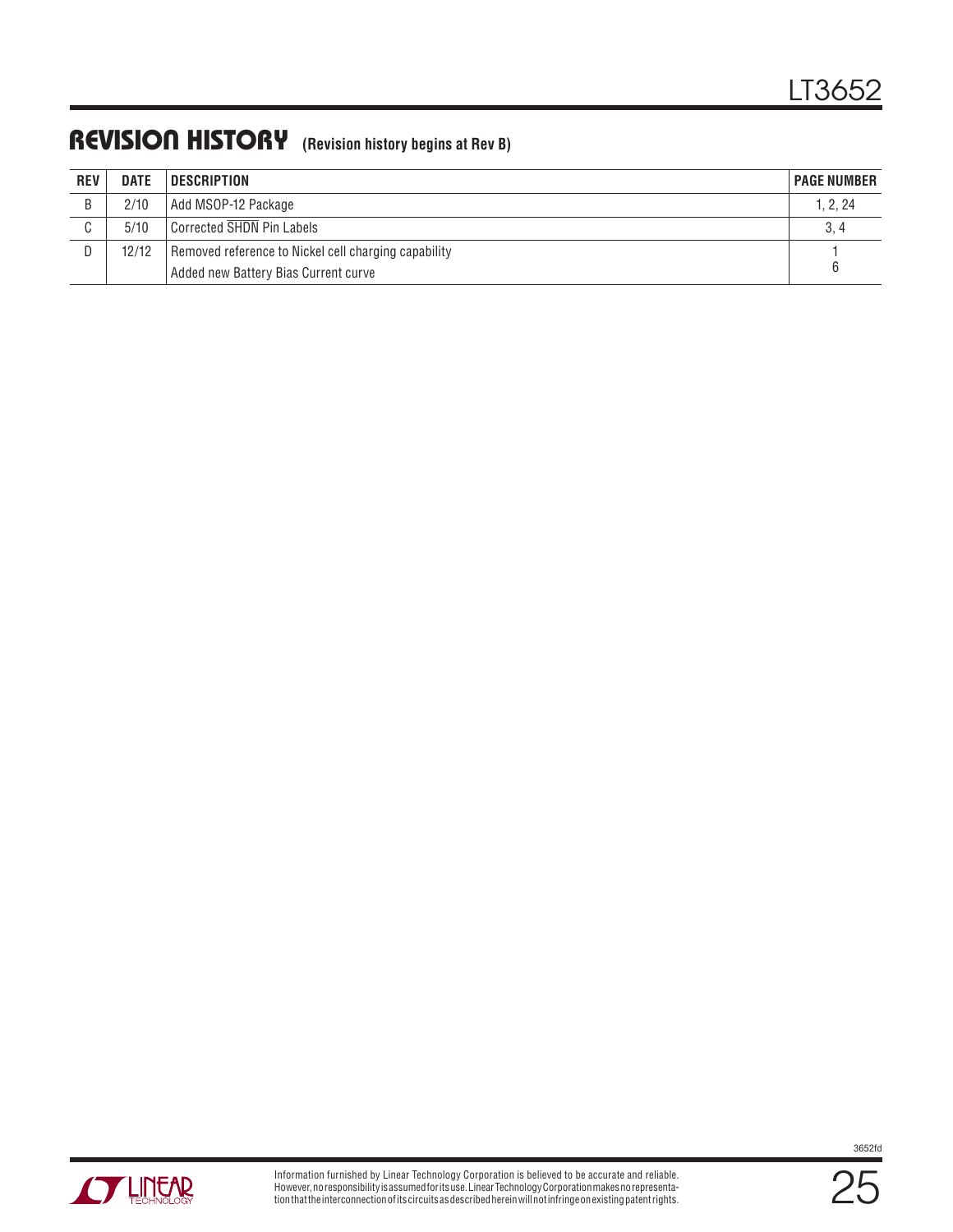## REVISION HISTORY (Revision history begins at Rev B)

| REV | DATE | DESCRIPTION | PAGE NUMBER |
|---|---|---|---|
| B | 2/10 | Add MSOP-12 Package | 1, 2, 24 |
| C | 5/10 | Corrected $\overline{SHDN}$ Pin Labels | 3, 4 |
| D | 12/12 | Removed reference to Nickel cell charging capability | 1 |
| | | Added new Battery Bias Current curve | 6 |

Information furnished by Linear Technology Corporation is believed to be accurate and reliable. However, no responsibility is assumed for its use. Linear Technology Corporation makes no representation that the interconnection of its circuits as described herein will not infringe on existing patent rights.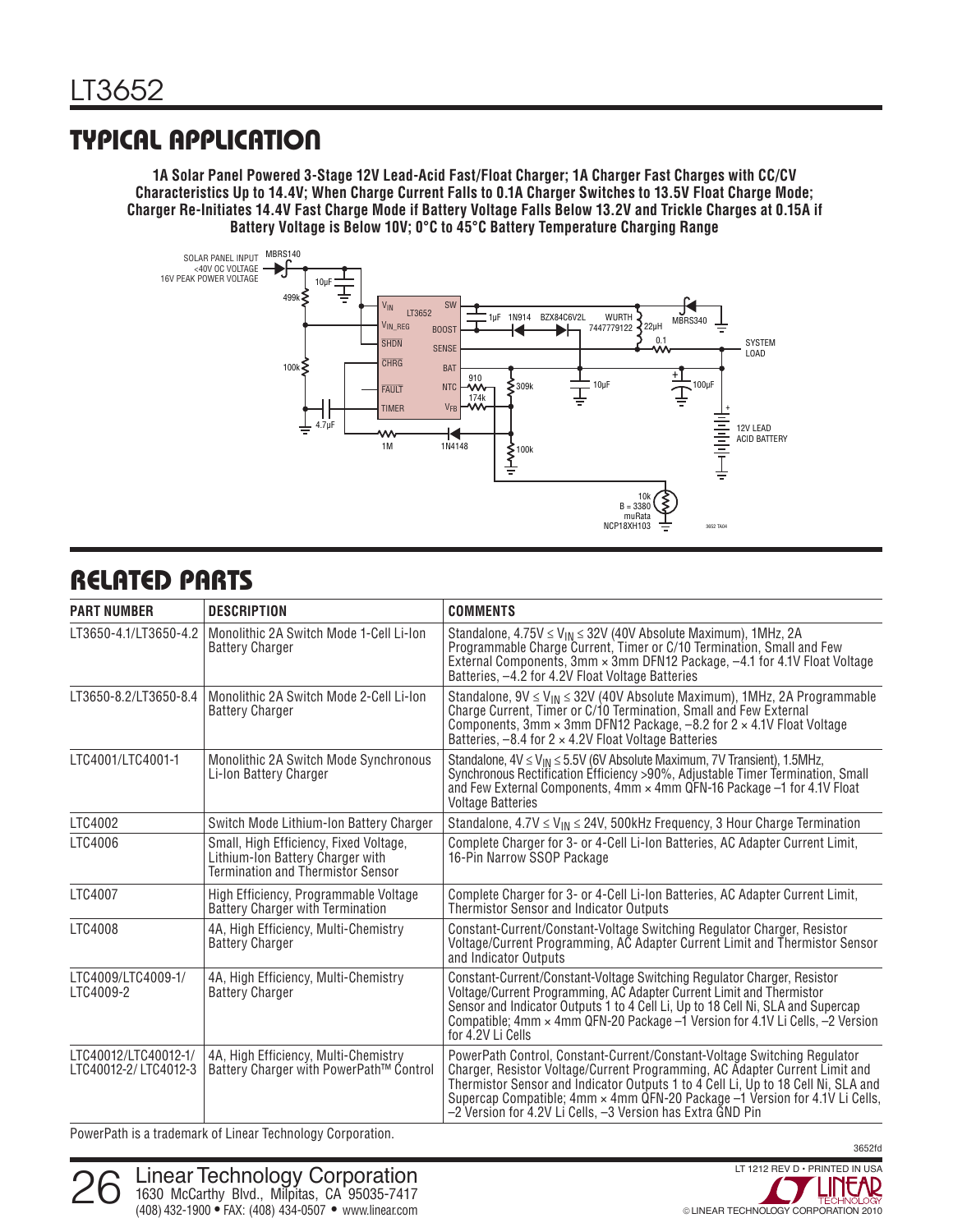## TYPICAL APPLICATION

**1A Solar Panel Powered 3-Stage 12V Lead-Acid Fast/Float Charger; 1A Charger Fast Charges with CC/CV Characteristics Up to 14.4V; When Charge Current Falls to 0.1A Charger Switches to 13.5V Float Charge Mode; Charger Re-Initiates 14.4V Fast Charge Mode if Battery Voltage Falls Below 13.2V and Trickle Charges at 0.15A if Battery Voltage is Below 10V; 0°C to 45°C Battery Temperature Charging Range**

SOLAR PANEL INPUT
<40V OC VOLTAGE
16V PEAK POWER VOLTAGE
MBRS140
10µF
499k
100k
4.7µF
1M
1N4148
LT3652
$V_{IN}$
$V_{IN\_REG}$
SHDN
CHRG
FAULT
TIMER
SW
BOOST
SENSE
BAT
NTC
$V_{FB}$
1µF
1N914
BZX84C6V2L
WURTH 7447779122
22µH
MBRS340
0.1
SYSTEM LOAD
910
309k
174k
100k
10µF
100µF
12V LEAD ACID BATTERY
10k
B = 3380
muRata
NCP18XH103
3652 TA04

## RELATED PARTS

| PART NUMBER | DESCRIPTION | COMMENTS |
|---|---|---|
| LT3650-4.1/LT3650-4.2 | Monolithic 2A Switch Mode 1-Cell Li-Ion Battery Charger | Standalone, $4.75V \le V_{IN} \le 32V$ (40V Absolute Maximum), 1MHz, 2A Programmable Charge Current, Timer or C/10 Termination, Small and Few External Components, 3mm × 3mm DFN12 Package, –4.1 for 4.1V Float Voltage Batteries, –4.2 for 4.2V Float Voltage Batteries |
| LT3650-8.2/LT3650-8.4 | Monolithic 2A Switch Mode 2-Cell Li-Ion Battery Charger | Standalone, $9V \le V_{IN} \le 32V$ (40V Absolute Maximum), 1MHz, 2A Programmable Charge Current, Timer or C/10 Termination, Small and Few External Components, 3mm × 3mm DFN12 Package, –8.2 for 2 × 4.1V Float Voltage Batteries, –8.4 for 2 × 4.2V Float Voltage Batteries |
| LTC4001/LTC4001-1 | Monolithic 2A Switch Mode Synchronous Li-Ion Battery Charger | Standalone, $4V \le V_{IN} \le 5.5V$ (6V Absolute Maximum, 7V Transient), 1.5MHz, Synchronous Rectification Efficiency >90%, Adjustable Timer Termination, Small and Few External Components, 4mm × 4mm QFN-16 Package –1 for 4.1V Float Voltage Batteries |
| LTC4002 | Switch Mode Lithium-Ion Battery Charger | Standalone, $4.7V \le V_{IN} \le 24V$, 500kHz Frequency, 3 Hour Charge Termination |
| LTC4006 | Small, High Efficiency, Fixed Voltage, Lithium-Ion Battery Charger with Termination and Thermistor Sensor | Complete Charger for 3- or 4-Cell Li-Ion Batteries, AC Adapter Current Limit, 16-Pin Narrow SSOP Package |
| LTC4007 | High Efficiency, Programmable Voltage Battery Charger with Termination | Complete Charger for 3- or 4-Cell Li-Ion Batteries, AC Adapter Current Limit, Thermistor Sensor and Indicator Outputs |
| LTC4008 | 4A, High Efficiency, Multi-Chemistry Battery Charger | Constant-Current/Constant-Voltage Switching Regulator Charger, Resistor Voltage/Current Programming, AC Adapter Current Limit and Thermistor Sensor and Indicator Outputs |
| LTC4009/LTC4009-1/ LTC4009-2 | 4A, High Efficiency, Multi-Chemistry Battery Charger | Constant-Current/Constant-Voltage Switching Regulator Charger, Resistor Voltage/Current Programming, AC Adapter Current Limit and Thermistor Sensor and Indicator Outputs 1 to 4 Cell Li, Up to 18 Cell Ni, SLA and Supercap Compatible; 4mm × 4mm QFN-20 Package –1 Version for 4.1V Li Cells, –2 Version for 4.2V Li Cells |
| LTC40012/LTC40012-1/ LTC40012-2/ LTC4012-3 | 4A, High Efficiency, Multi-Chemistry Battery Charger with PowerPath™ Control | PowerPath Control, Constant-Current/Constant-Voltage Switching Regulator Charger, Resistor Voltage/Current Programming, AC Adapter Current Limit and Thermistor Sensor and Indicator Outputs 1 to 4 Cell Li, Up to 18 Cell Ni, SLA and Supercap Compatible; 4mm × 4mm QFN-20 Package –1 Version for 4.1V Li Cells, –2 Version for 4.2V Li Cells, –3 Version has Extra GND Pin |

PowerPath is a trademark of Linear Technology Corporation.

Linear Technology Corporation
1630 McCarthy Blvd., Milpitas, CA 95035-7417
(408) 432-1900 • FAX: (408) 434-0507 • www.linear.com

LT 1212 REV D • PRINTED IN USA
© LINEAR TECHNOLOGY CORPORATION 2010